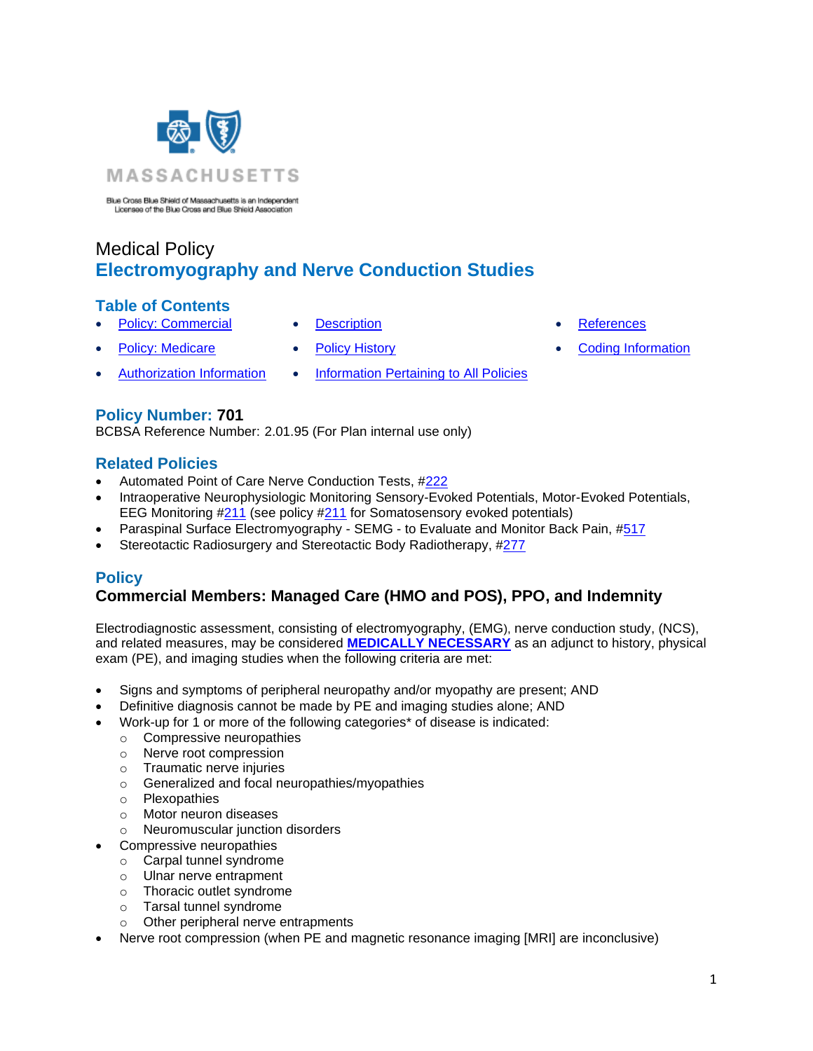MASSACHUSETTS

Blue Cross Blue Shield of Massachusetts is an Independent Licensee of the Blue Cross and Blue Shield Association

# Medical Policy
# Electromyography and Nerve Conduction Studies

## Table of Contents

- Policy: Commercial
- Policy: Medicare
- Authorization Information
- Description
- Policy History
- Information Pertaining to All Policies
- References
- Coding Information

## Policy Number: 701

BCBSA Reference Number: 2.01.95 (For Plan internal use only)

## Related Policies

- Automated Point of Care Nerve Conduction Tests, #222
- Intraoperative Neurophysiologic Monitoring Sensory-Evoked Potentials, Motor-Evoked Potentials, EEG Monitoring #211 (see policy #211 for Somatosensory evoked potentials)
- Paraspinal Surface Electromyography - SEMG - to Evaluate and Monitor Back Pain, #517
- Stereotactic Radiosurgery and Stereotactic Body Radiotherapy, #277

## Policy

### Commercial Members: Managed Care (HMO and POS), PPO, and Indemnity

Electrodiagnostic assessment, consisting of electromyography, (EMG), nerve conduction study, (NCS), and related measures, may be considered **MEDICALLY NECESSARY** as an adjunct to history, physical exam (PE), and imaging studies when the following criteria are met:

- Signs and symptoms of peripheral neuropathy and/or myopathy are present; AND
- Definitive diagnosis cannot be made by PE and imaging studies alone; AND
- Work-up for 1 or more of the following categories* of disease is indicated:
  - Compressive neuropathies
  - Nerve root compression
  - Traumatic nerve injuries
  - Generalized and focal neuropathies/myopathies
  - Plexopathies
  - Motor neuron diseases
  - Neuromuscular junction disorders
- Compressive neuropathies
  - Carpal tunnel syndrome
  - Ulnar nerve entrapment
  - Thoracic outlet syndrome
  - Tarsal tunnel syndrome
  - Other peripheral nerve entrapments
- Nerve root compression (when PE and magnetic resonance imaging [MRI] are inconclusive)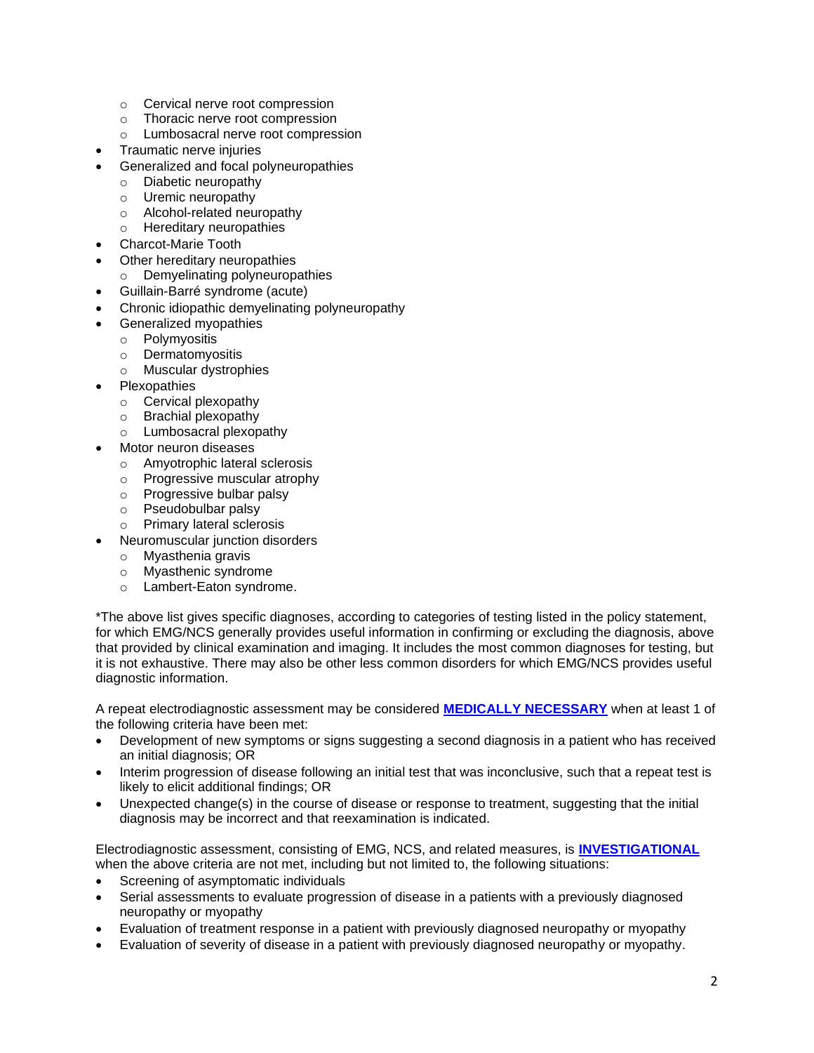- Cervical nerve root compression
    - Thoracic nerve root compression
    - Lumbosacral nerve root compression
- Traumatic nerve injuries
- Generalized and focal polyneuropathies
    - Diabetic neuropathy
    - Uremic neuropathy
    - Alcohol-related neuropathy
    - Hereditary neuropathies
- Charcot-Marie Tooth
- Other hereditary neuropathies
    - Demyelinating polyneuropathies
- Guillain-Barré syndrome (acute)
- Chronic idiopathic demyelinating polyneuropathy
- Generalized myopathies
    - Polymyositis
    - Dermatomyositis
    - Muscular dystrophies
- Plexopathies
    - Cervical plexopathy
    - Brachial plexopathy
    - Lumbosacral plexopathy
- Motor neuron diseases
    - Amyotrophic lateral sclerosis
    - Progressive muscular atrophy
    - Progressive bulbar palsy
    - Pseudobulbar palsy
    - Primary lateral sclerosis
- Neuromuscular junction disorders
    - Myasthenia gravis
    - Myasthenic syndrome
    - Lambert-Eaton syndrome.

*The above list gives specific diagnoses, according to categories of testing listed in the policy statement, for which EMG/NCS generally provides useful information in confirming or excluding the diagnosis, above that provided by clinical examination and imaging. It includes the most common diagnoses for testing, but it is not exhaustive. There may also be other less common disorders for which EMG/NCS provides useful diagnostic information.

A repeat electrodiagnostic assessment may be considered **MEDICALLY NECESSARY** when at least 1 of the following criteria have been met:

- Development of new symptoms or signs suggesting a second diagnosis in a patient who has received an initial diagnosis; OR
- Interim progression of disease following an initial test that was inconclusive, such that a repeat test is likely to elicit additional findings; OR
- Unexpected change(s) in the course of disease or response to treatment, suggesting that the initial diagnosis may be incorrect and that reexamination is indicated.

Electrodiagnostic assessment, consisting of EMG, NCS, and related measures, is **INVESTIGATIONAL** when the above criteria are not met, including but not limited to, the following situations:

- Screening of asymptomatic individuals
- Serial assessments to evaluate progression of disease in a patients with a previously diagnosed neuropathy or myopathy
- Evaluation of treatment response in a patient with previously diagnosed neuropathy or myopathy
- Evaluation of severity of disease in a patient with previously diagnosed neuropathy or myopathy.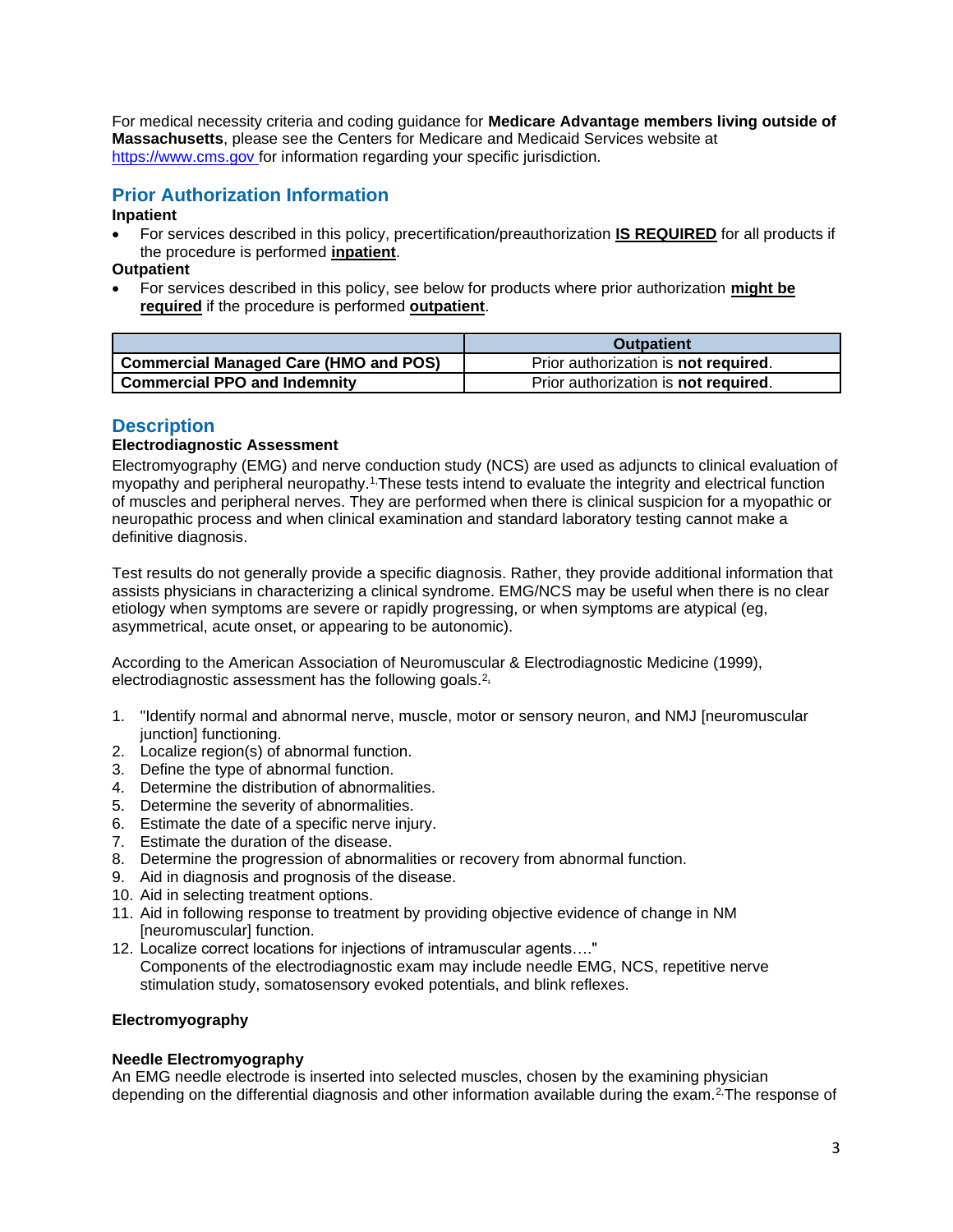For medical necessity criteria and coding guidance for **Medicare Advantage members living outside of Massachusetts**, please see the Centers for Medicare and Medicaid Services website at https://www.cms.gov for information regarding your specific jurisdiction.

## Prior Authorization Information

**Inpatient**

- For services described in this policy, precertification/preauthorization **IS REQUIRED** for all products if the procedure is performed **inpatient**.

**Outpatient**

- For services described in this policy, see below for products where prior authorization **might be required** if the procedure is performed **outpatient**.

| | Outpatient |
|---|---|
| **Commercial Managed Care (HMO and POS)** | Prior authorization is **not required**. |
| **Commercial PPO and Indemnity** | Prior authorization is **not required**. |

## Description

**Electrodiagnostic Assessment**

Electromyography (EMG) and nerve conduction study (NCS) are used as adjuncts to clinical evaluation of myopathy and peripheral neuropathy.[1] These tests intend to evaluate the integrity and electrical function of muscles and peripheral nerves. They are performed when there is clinical suspicion for a myopathic or neuropathic process and when clinical examination and standard laboratory testing cannot make a definitive diagnosis.

Test results do not generally provide a specific diagnosis. Rather, they provide additional information that assists physicians in characterizing a clinical syndrome. EMG/NCS may be useful when there is no clear etiology when symptoms are severe or rapidly progressing, or when symptoms are atypical (eg, asymmetrical, acute onset, or appearing to be autonomic).

According to the American Association of Neuromuscular & Electrodiagnostic Medicine (1999), electrodiagnostic assessment has the following goals.[2]

1. "Identify normal and abnormal nerve, muscle, motor or sensory neuron, and NMJ [neuromuscular junction] functioning.
2. Localize region(s) of abnormal function.
3. Define the type of abnormal function.
4. Determine the distribution of abnormalities.
5. Determine the severity of abnormalities.
6. Estimate the date of a specific nerve injury.
7. Estimate the duration of the disease.
8. Determine the progression of abnormalities or recovery from abnormal function.
9. Aid in diagnosis and prognosis of the disease.
10. Aid in selecting treatment options.
11. Aid in following response to treatment by providing objective evidence of change in NM [neuromuscular] function.
12. Localize correct locations for injections of intramuscular agents…."
    Components of the electrodiagnostic exam may include needle EMG, NCS, repetitive nerve stimulation study, somatosensory evoked potentials, and blink reflexes.

**Electromyography**

**Needle Electromyography**

An EMG needle electrode is inserted into selected muscles, chosen by the examining physician depending on the differential diagnosis and other information available during the exam.[2] The response of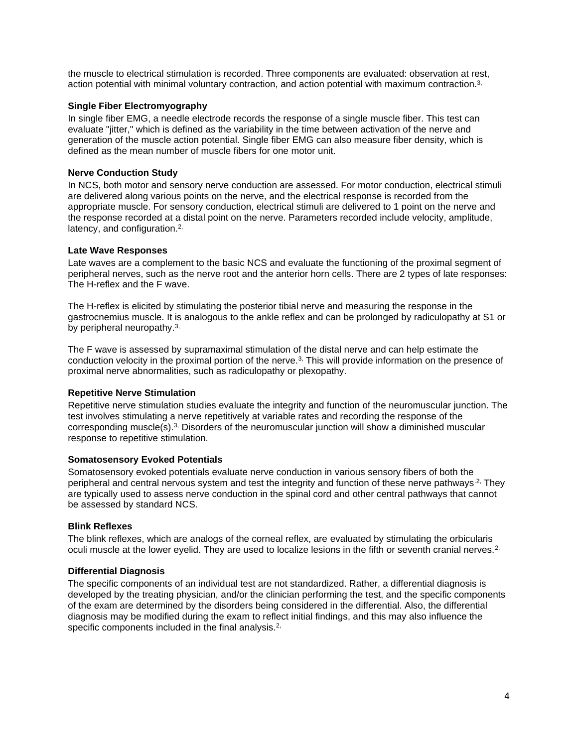the muscle to electrical stimulation is recorded. Three components are evaluated: observation at rest, action potential with minimal voluntary contraction, and action potential with maximum contraction.[3,]

**Single Fiber Electromyography**

In single fiber EMG, a needle electrode records the response of a single muscle fiber. This test can evaluate "jitter," which is defined as the variability in the time between activation of the nerve and generation of the muscle action potential. Single fiber EMG can also measure fiber density, which is defined as the mean number of muscle fibers for one motor unit.

**Nerve Conduction Study**

In NCS, both motor and sensory nerve conduction are assessed. For motor conduction, electrical stimuli are delivered along various points on the nerve, and the electrical response is recorded from the appropriate muscle. For sensory conduction, electrical stimuli are delivered to 1 point on the nerve and the response recorded at a distal point on the nerve. Parameters recorded include velocity, amplitude, latency, and configuration.[2,]

**Late Wave Responses**

Late waves are a complement to the basic NCS and evaluate the functioning of the proximal segment of peripheral nerves, such as the nerve root and the anterior horn cells. There are 2 types of late responses: The H-reflex and the F wave.

The H-reflex is elicited by stimulating the posterior tibial nerve and measuring the response in the gastrocnemius muscle. It is analogous to the ankle reflex and can be prolonged by radiculopathy at S1 or by peripheral neuropathy.[3,]

The F wave is assessed by supramaximal stimulation of the distal nerve and can help estimate the conduction velocity in the proximal portion of the nerve.[3,] This will provide information on the presence of proximal nerve abnormalities, such as radiculopathy or plexopathy.

**Repetitive Nerve Stimulation**

Repetitive nerve stimulation studies evaluate the integrity and function of the neuromuscular junction. The test involves stimulating a nerve repetitively at variable rates and recording the response of the corresponding muscle(s).[3,] Disorders of the neuromuscular junction will show a diminished muscular response to repetitive stimulation.

**Somatosensory Evoked Potentials**

Somatosensory evoked potentials evaluate nerve conduction in various sensory fibers of both the peripheral and central nervous system and test the integrity and function of these nerve pathways.[2,] They are typically used to assess nerve conduction in the spinal cord and other central pathways that cannot be assessed by standard NCS.

**Blink Reflexes**

The blink reflexes, which are analogs of the corneal reflex, are evaluated by stimulating the orbicularis oculi muscle at the lower eyelid. They are used to localize lesions in the fifth or seventh cranial nerves.[2,]

**Differential Diagnosis**

The specific components of an individual test are not standardized. Rather, a differential diagnosis is developed by the treating physician, and/or the clinician performing the test, and the specific components of the exam are determined by the disorders being considered in the differential. Also, the differential diagnosis may be modified during the exam to reflect initial findings, and this may also influence the specific components included in the final analysis.[2,]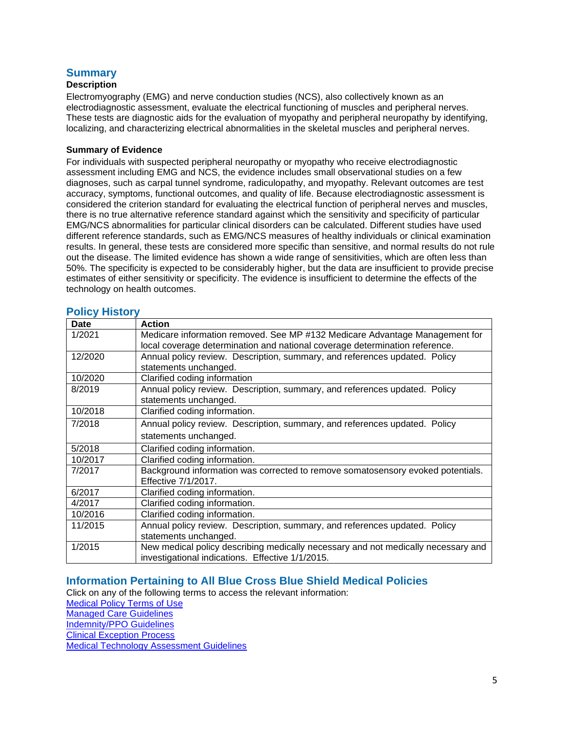## Summary

### Description

Electromyography (EMG) and nerve conduction studies (NCS), also collectively known as an electrodiagnostic assessment, evaluate the electrical functioning of muscles and peripheral nerves. These tests are diagnostic aids for the evaluation of myopathy and peripheral neuropathy by identifying, localizing, and characterizing electrical abnormalities in the skeletal muscles and peripheral nerves.

### Summary of Evidence

For individuals with suspected peripheral neuropathy or myopathy who receive electrodiagnostic assessment including EMG and NCS, the evidence includes small observational studies on a few diagnoses, such as carpal tunnel syndrome, radiculopathy, and myopathy. Relevant outcomes are test accuracy, symptoms, functional outcomes, and quality of life. Because electrodiagnostic assessment is considered the criterion standard for evaluating the electrical function of peripheral nerves and muscles, there is no true alternative reference standard against which the sensitivity and specificity of particular EMG/NCS abnormalities for particular clinical disorders can be calculated. Different studies have used different reference standards, such as EMG/NCS measures of healthy individuals or clinical examination results. In general, these tests are considered more specific than sensitive, and normal results do not rule out the disease. The limited evidence has shown a wide range of sensitivities, which are often less than 50%. The specificity is expected to be considerably higher, but the data are insufficient to provide precise estimates of either sensitivity or specificity. The evidence is insufficient to determine the effects of the technology on health outcomes.

## Policy History

| Date | Action |
|---|---|
| 1/2021 | Medicare information removed. See MP #132 Medicare Advantage Management for local coverage determination and national coverage determination reference. |
| 12/2020 | Annual policy review. Description, summary, and references updated. Policy statements unchanged. |
| 10/2020 | Clarified coding information |
| 8/2019 | Annual policy review. Description, summary, and references updated. Policy statements unchanged. |
| 10/2018 | Clarified coding information. |
| 7/2018 | Annual policy review. Description, summary, and references updated. Policy statements unchanged. |
| 5/2018 | Clarified coding information. |
| 10/2017 | Clarified coding information. |
| 7/2017 | Background information was corrected to remove somatosensory evoked potentials. Effective 7/1/2017. |
| 6/2017 | Clarified coding information. |
| 4/2017 | Clarified coding information. |
| 10/2016 | Clarified coding information. |
| 11/2015 | Annual policy review. Description, summary, and references updated. Policy statements unchanged. |
| 1/2015 | New medical policy describing medically necessary and not medically necessary and investigational indications. Effective 1/1/2015. |

## Information Pertaining to All Blue Cross Blue Shield Medical Policies

Click on any of the following terms to access the relevant information:

Medical Policy Terms of Use
Managed Care Guidelines
Indemnity/PPO Guidelines
Clinical Exception Process
Medical Technology Assessment Guidelines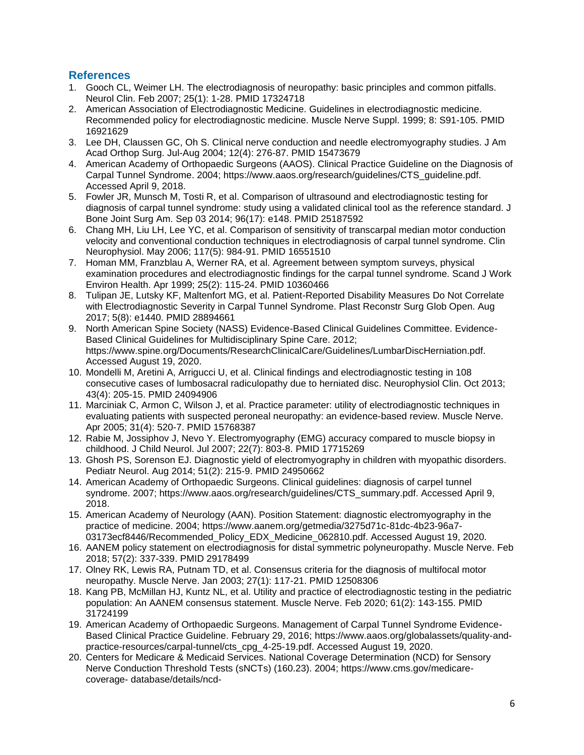## References

1. Gooch CL, Weimer LH. The electrodiagnosis of neuropathy: basic principles and common pitfalls. Neurol Clin. Feb 2007; 25(1): 1-28. PMID 17324718
2. American Association of Electrodiagnostic Medicine. Guidelines in electrodiagnostic medicine. Recommended policy for electrodiagnostic medicine. Muscle Nerve Suppl. 1999; 8: S91-105. PMID 16921629
3. Lee DH, Claussen GC, Oh S. Clinical nerve conduction and needle electromyography studies. J Am Acad Orthop Surg. Jul-Aug 2004; 12(4): 276-87. PMID 15473679
4. American Academy of Orthopaedic Surgeons (AAOS). Clinical Practice Guideline on the Diagnosis of Carpal Tunnel Syndrome. 2004; https://www.aaos.org/research/guidelines/CTS_guideline.pdf. Accessed April 9, 2018.
5. Fowler JR, Munsch M, Tosti R, et al. Comparison of ultrasound and electrodiagnostic testing for diagnosis of carpal tunnel syndrome: study using a validated clinical tool as the reference standard. J Bone Joint Surg Am. Sep 03 2014; 96(17): e148. PMID 25187592
6. Chang MH, Liu LH, Lee YC, et al. Comparison of sensitivity of transcarpal median motor conduction velocity and conventional conduction techniques in electrodiagnosis of carpal tunnel syndrome. Clin Neurophysiol. May 2006; 117(5): 984-91. PMID 16551510
7. Homan MM, Franzblau A, Werner RA, et al. Agreement between symptom surveys, physical examination procedures and electrodiagnostic findings for the carpal tunnel syndrome. Scand J Work Environ Health. Apr 1999; 25(2): 115-24. PMID 10360466
8. Tulipan JE, Lutsky KF, Maltenfort MG, et al. Patient-Reported Disability Measures Do Not Correlate with Electrodiagnostic Severity in Carpal Tunnel Syndrome. Plast Reconstr Surg Glob Open. Aug 2017; 5(8): e1440. PMID 28894661
9. North American Spine Society (NASS) Evidence-Based Clinical Guidelines Committee. Evidence-Based Clinical Guidelines for Multidisciplinary Spine Care. 2012; https://www.spine.org/Documents/ResearchClinicalCare/Guidelines/LumbarDiscHerniation.pdf. Accessed August 19, 2020.
10. Mondelli M, Aretini A, Arrigucci U, et al. Clinical findings and electrodiagnostic testing in 108 consecutive cases of lumbosacral radiculopathy due to herniated disc. Neurophysiol Clin. Oct 2013; 43(4): 205-15. PMID 24094906
11. Marciniak C, Armon C, Wilson J, et al. Practice parameter: utility of electrodiagnostic techniques in evaluating patients with suspected peroneal neuropathy: an evidence-based review. Muscle Nerve. Apr 2005; 31(4): 520-7. PMID 15768387
12. Rabie M, Jossiphov J, Nevo Y. Electromyography (EMG) accuracy compared to muscle biopsy in childhood. J Child Neurol. Jul 2007; 22(7): 803-8. PMID 17715269
13. Ghosh PS, Sorenson EJ. Diagnostic yield of electromyography in children with myopathic disorders. Pediatr Neurol. Aug 2014; 51(2): 215-9. PMID 24950662
14. American Academy of Orthopaedic Surgeons. Clinical guidelines: diagnosis of carpel tunnel syndrome. 2007; https://www.aaos.org/research/guidelines/CTS_summary.pdf. Accessed April 9, 2018.
15. American Academy of Neurology (AAN). Position Statement: diagnostic electromyography in the practice of medicine. 2004; https://www.aanem.org/getmedia/3275d71c-81dc-4b23-96a7-03173ecf8446/Recommended_Policy_EDX_Medicine_062810.pdf. Accessed August 19, 2020.
16. AANEM policy statement on electrodiagnosis for distal symmetric polyneuropathy. Muscle Nerve. Feb 2018; 57(2): 337-339. PMID 29178499
17. Olney RK, Lewis RA, Putnam TD, et al. Consensus criteria for the diagnosis of multifocal motor neuropathy. Muscle Nerve. Jan 2003; 27(1): 117-21. PMID 12508306
18. Kang PB, McMillan HJ, Kuntz NL, et al. Utility and practice of electrodiagnostic testing in the pediatric population: An AANEM consensus statement. Muscle Nerve. Feb 2020; 61(2): 143-155. PMID 31724199
19. American Academy of Orthopaedic Surgeons. Management of Carpal Tunnel Syndrome Evidence-Based Clinical Practice Guideline. February 29, 2016; https://www.aaos.org/globalassets/quality-and-practice-resources/carpal-tunnel/cts_cpg_4-25-19.pdf. Accessed August 19, 2020.
20. Centers for Medicare & Medicaid Services. National Coverage Determination (NCD) for Sensory Nerve Conduction Threshold Tests (sNCTs) (160.23). 2004; https://www.cms.gov/medicare-coverage- database/details/ncd-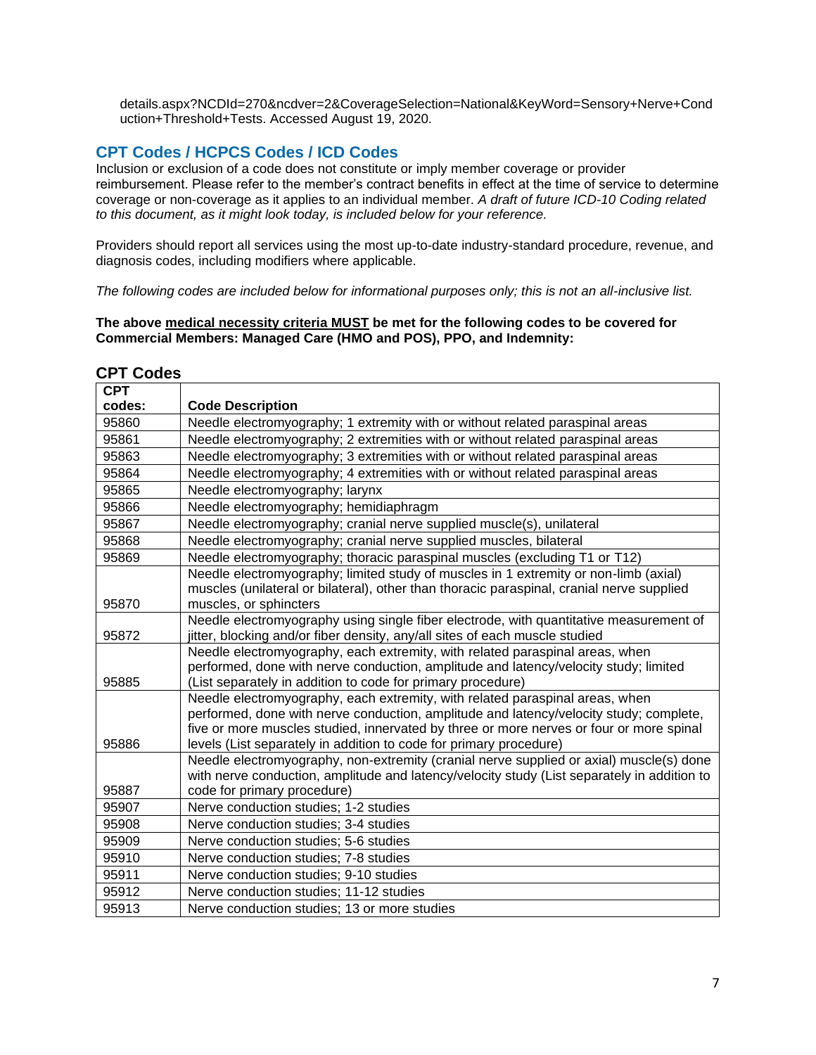details.aspx?NCDId=270&ncdver=2&CoverageSelection=National&KeyWord=Sensory+Nerve+Conduction+Threshold+Tests. Accessed August 19, 2020.

## CPT Codes / HCPCS Codes / ICD Codes

Inclusion or exclusion of a code does not constitute or imply member coverage or provider reimbursement. Please refer to the member's contract benefits in effect at the time of service to determine coverage or non-coverage as it applies to an individual member. *A draft of future ICD-10 Coding related to this document, as it might look today, is included below for your reference.*

Providers should report all services using the most up-to-date industry-standard procedure, revenue, and diagnosis codes, including modifiers where applicable.

*The following codes are included below for informational purposes only; this is not an all-inclusive list.*

**The above medical necessity criteria MUST be met for the following codes to be covered for Commercial Members: Managed Care (HMO and POS), PPO, and Indemnity:**

### CPT Codes

| CPT codes: | Code Description |
|---|---|
| 95860 | Needle electromyography; 1 extremity with or without related paraspinal areas |
| 95861 | Needle electromyography; 2 extremities with or without related paraspinal areas |
| 95863 | Needle electromyography; 3 extremities with or without related paraspinal areas |
| 95864 | Needle electromyography; 4 extremities with or without related paraspinal areas |
| 95865 | Needle electromyography; larynx |
| 95866 | Needle electromyography; hemidiaphragm |
| 95867 | Needle electromyography; cranial nerve supplied muscle(s), unilateral |
| 95868 | Needle electromyography; cranial nerve supplied muscles, bilateral |
| 95869 | Needle electromyography; thoracic paraspinal muscles (excluding T1 or T12) |
| 95870 | Needle electromyography; limited study of muscles in 1 extremity or non-limb (axial) muscles (unilateral or bilateral), other than thoracic paraspinal, cranial nerve supplied muscles, or sphincters |
| 95872 | Needle electromyography using single fiber electrode, with quantitative measurement of jitter, blocking and/or fiber density, any/all sites of each muscle studied |
| 95885 | Needle electromyography, each extremity, with related paraspinal areas, when performed, done with nerve conduction, amplitude and latency/velocity study; limited (List separately in addition to code for primary procedure) |
| 95886 | Needle electromyography, each extremity, with related paraspinal areas, when performed, done with nerve conduction, amplitude and latency/velocity study; complete, five or more muscles studied, innervated by three or more nerves or four or more spinal levels (List separately in addition to code for primary procedure) |
| 95887 | Needle electromyography, non-extremity (cranial nerve supplied or axial) muscle(s) done with nerve conduction, amplitude and latency/velocity study (List separately in addition to code for primary procedure) |
| 95907 | Nerve conduction studies; 1-2 studies |
| 95908 | Nerve conduction studies; 3-4 studies |
| 95909 | Nerve conduction studies; 5-6 studies |
| 95910 | Nerve conduction studies; 7-8 studies |
| 95911 | Nerve conduction studies; 9-10 studies |
| 95912 | Nerve conduction studies; 11-12 studies |
| 95913 | Nerve conduction studies; 13 or more studies |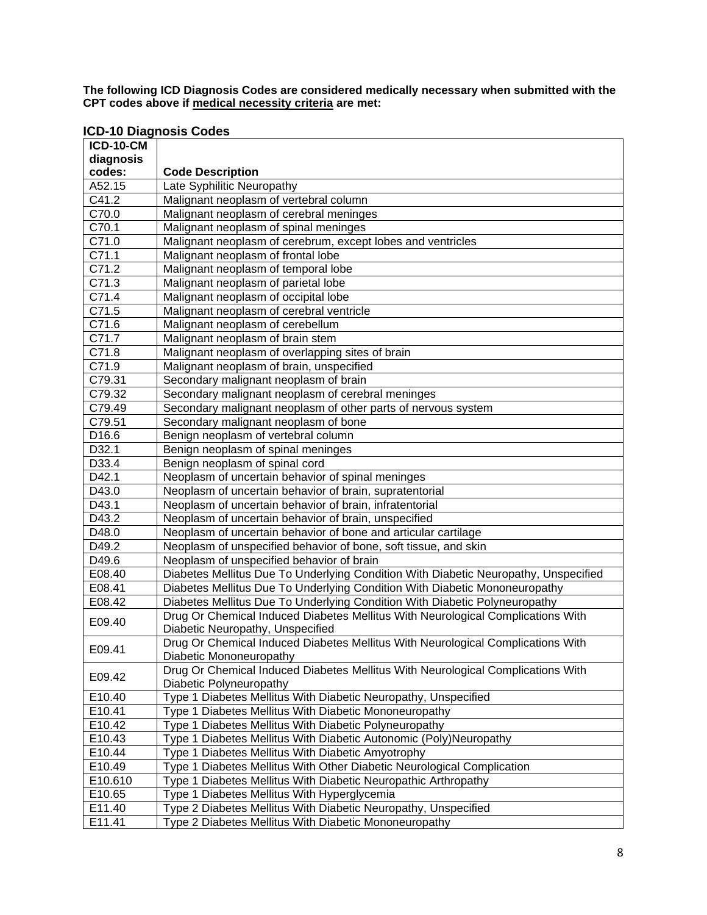**The following ICD Diagnosis Codes are considered medically necessary when submitted with the CPT codes above if medical necessity criteria are met:**

### ICD-10 Diagnosis Codes

| ICD-10-CM diagnosis codes: | Code Description |
|---|---|
| A52.15 | Late Syphilitic Neuropathy |
| C41.2 | Malignant neoplasm of vertebral column |
| C70.0 | Malignant neoplasm of cerebral meninges |
| C70.1 | Malignant neoplasm of spinal meninges |
| C71.0 | Malignant neoplasm of cerebrum, except lobes and ventricles |
| C71.1 | Malignant neoplasm of frontal lobe |
| C71.2 | Malignant neoplasm of temporal lobe |
| C71.3 | Malignant neoplasm of parietal lobe |
| C71.4 | Malignant neoplasm of occipital lobe |
| C71.5 | Malignant neoplasm of cerebral ventricle |
| C71.6 | Malignant neoplasm of cerebellum |
| C71.7 | Malignant neoplasm of brain stem |
| C71.8 | Malignant neoplasm of overlapping sites of brain |
| C71.9 | Malignant neoplasm of brain, unspecified |
| C79.31 | Secondary malignant neoplasm of brain |
| C79.32 | Secondary malignant neoplasm of cerebral meninges |
| C79.49 | Secondary malignant neoplasm of other parts of nervous system |
| C79.51 | Secondary malignant neoplasm of bone |
| D16.6 | Benign neoplasm of vertebral column |
| D32.1 | Benign neoplasm of spinal meninges |
| D33.4 | Benign neoplasm of spinal cord |
| D42.1 | Neoplasm of uncertain behavior of spinal meninges |
| D43.0 | Neoplasm of uncertain behavior of brain, supratentorial |
| D43.1 | Neoplasm of uncertain behavior of brain, infratentorial |
| D43.2 | Neoplasm of uncertain behavior of brain, unspecified |
| D48.0 | Neoplasm of uncertain behavior of bone and articular cartilage |
| D49.2 | Neoplasm of unspecified behavior of bone, soft tissue, and skin |
| D49.6 | Neoplasm of unspecified behavior of brain |
| E08.40 | Diabetes Mellitus Due To Underlying Condition With Diabetic Neuropathy, Unspecified |
| E08.41 | Diabetes Mellitus Due To Underlying Condition With Diabetic Mononeuropathy |
| E08.42 | Diabetes Mellitus Due To Underlying Condition With Diabetic Polyneuropathy |
| E09.40 | Drug Or Chemical Induced Diabetes Mellitus With Neurological Complications With Diabetic Neuropathy, Unspecified |
| E09.41 | Drug Or Chemical Induced Diabetes Mellitus With Neurological Complications With Diabetic Mononeuropathy |
| E09.42 | Drug Or Chemical Induced Diabetes Mellitus With Neurological Complications With Diabetic Polyneuropathy |
| E10.40 | Type 1 Diabetes Mellitus With Diabetic Neuropathy, Unspecified |
| E10.41 | Type 1 Diabetes Mellitus With Diabetic Mononeuropathy |
| E10.42 | Type 1 Diabetes Mellitus With Diabetic Polyneuropathy |
| E10.43 | Type 1 Diabetes Mellitus With Diabetic Autonomic (Poly)Neuropathy |
| E10.44 | Type 1 Diabetes Mellitus With Diabetic Amyotrophy |
| E10.49 | Type 1 Diabetes Mellitus With Other Diabetic Neurological Complication |
| E10.610 | Type 1 Diabetes Mellitus With Diabetic Neuropathic Arthropathy |
| E10.65 | Type 1 Diabetes Mellitus With Hyperglycemia |
| E11.40 | Type 2 Diabetes Mellitus With Diabetic Neuropathy, Unspecified |
| E11.41 | Type 2 Diabetes Mellitus With Diabetic Mononeuropathy |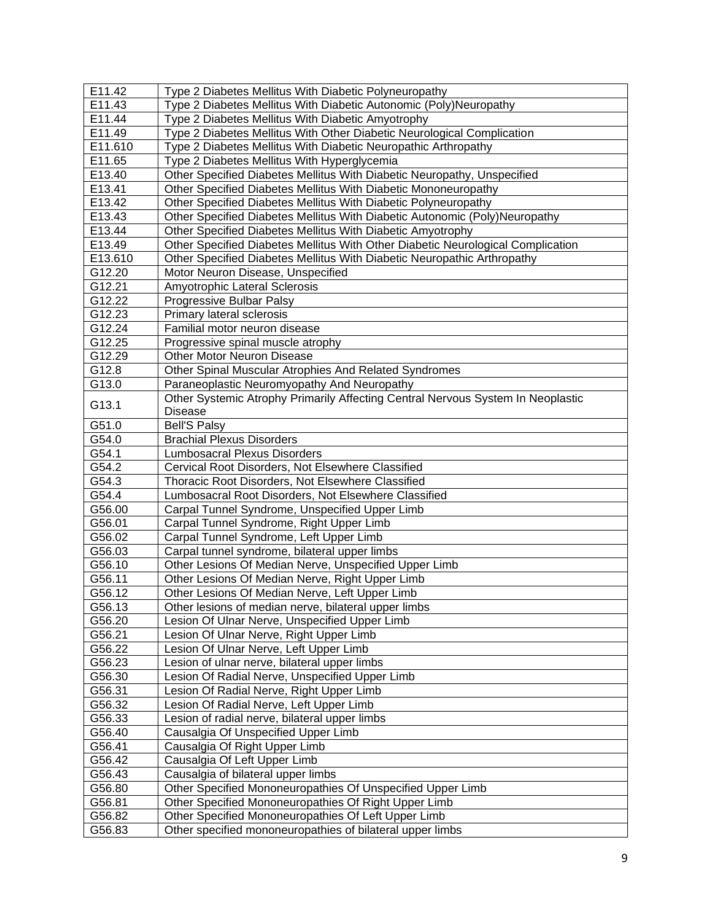| | |
|---|---|
| E11.42 | Type 2 Diabetes Mellitus With Diabetic Polyneuropathy |
| E11.43 | Type 2 Diabetes Mellitus With Diabetic Autonomic (Poly)Neuropathy |
| E11.44 | Type 2 Diabetes Mellitus With Diabetic Amyotrophy |
| E11.49 | Type 2 Diabetes Mellitus With Other Diabetic Neurological Complication |
| E11.610 | Type 2 Diabetes Mellitus With Diabetic Neuropathic Arthropathy |
| E11.65 | Type 2 Diabetes Mellitus With Hyperglycemia |
| E13.40 | Other Specified Diabetes Mellitus With Diabetic Neuropathy, Unspecified |
| E13.41 | Other Specified Diabetes Mellitus With Diabetic Mononeuropathy |
| E13.42 | Other Specified Diabetes Mellitus With Diabetic Polyneuropathy |
| E13.43 | Other Specified Diabetes Mellitus With Diabetic Autonomic (Poly)Neuropathy |
| E13.44 | Other Specified Diabetes Mellitus With Diabetic Amyotrophy |
| E13.49 | Other Specified Diabetes Mellitus With Other Diabetic Neurological Complication |
| E13.610 | Other Specified Diabetes Mellitus With Diabetic Neuropathic Arthropathy |
| G12.20 | Motor Neuron Disease, Unspecified |
| G12.21 | Amyotrophic Lateral Sclerosis |
| G12.22 | Progressive Bulbar Palsy |
| G12.23 | Primary lateral sclerosis |
| G12.24 | Familial motor neuron disease |
| G12.25 | Progressive spinal muscle atrophy |
| G12.29 | Other Motor Neuron Disease |
| G12.8 | Other Spinal Muscular Atrophies And Related Syndromes |
| G13.0 | Paraneoplastic Neuromyopathy And Neuropathy |
| G13.1 | Other Systemic Atrophy Primarily Affecting Central Nervous System In Neoplastic Disease |
| G51.0 | Bell'S Palsy |
| G54.0 | Brachial Plexus Disorders |
| G54.1 | Lumbosacral Plexus Disorders |
| G54.2 | Cervical Root Disorders, Not Elsewhere Classified |
| G54.3 | Thoracic Root Disorders, Not Elsewhere Classified |
| G54.4 | Lumbosacral Root Disorders, Not Elsewhere Classified |
| G56.00 | Carpal Tunnel Syndrome, Unspecified Upper Limb |
| G56.01 | Carpal Tunnel Syndrome, Right Upper Limb |
| G56.02 | Carpal Tunnel Syndrome, Left Upper Limb |
| G56.03 | Carpal tunnel syndrome, bilateral upper limbs |
| G56.10 | Other Lesions Of Median Nerve, Unspecified Upper Limb |
| G56.11 | Other Lesions Of Median Nerve, Right Upper Limb |
| G56.12 | Other Lesions Of Median Nerve, Left Upper Limb |
| G56.13 | Other lesions of median nerve, bilateral upper limbs |
| G56.20 | Lesion Of Ulnar Nerve, Unspecified Upper Limb |
| G56.21 | Lesion Of Ulnar Nerve, Right Upper Limb |
| G56.22 | Lesion Of Ulnar Nerve, Left Upper Limb |
| G56.23 | Lesion of ulnar nerve, bilateral upper limbs |
| G56.30 | Lesion Of Radial Nerve, Unspecified Upper Limb |
| G56.31 | Lesion Of Radial Nerve, Right Upper Limb |
| G56.32 | Lesion Of Radial Nerve, Left Upper Limb |
| G56.33 | Lesion of radial nerve, bilateral upper limbs |
| G56.40 | Causalgia Of Unspecified Upper Limb |
| G56.41 | Causalgia Of Right Upper Limb |
| G56.42 | Causalgia Of Left Upper Limb |
| G56.43 | Causalgia of bilateral upper limbs |
| G56.80 | Other Specified Mononeuropathies Of Unspecified Upper Limb |
| G56.81 | Other Specified Mononeuropathies Of Right Upper Limb |
| G56.82 | Other Specified Mononeuropathies Of Left Upper Limb |
| G56.83 | Other specified mononeuropathies of bilateral upper limbs |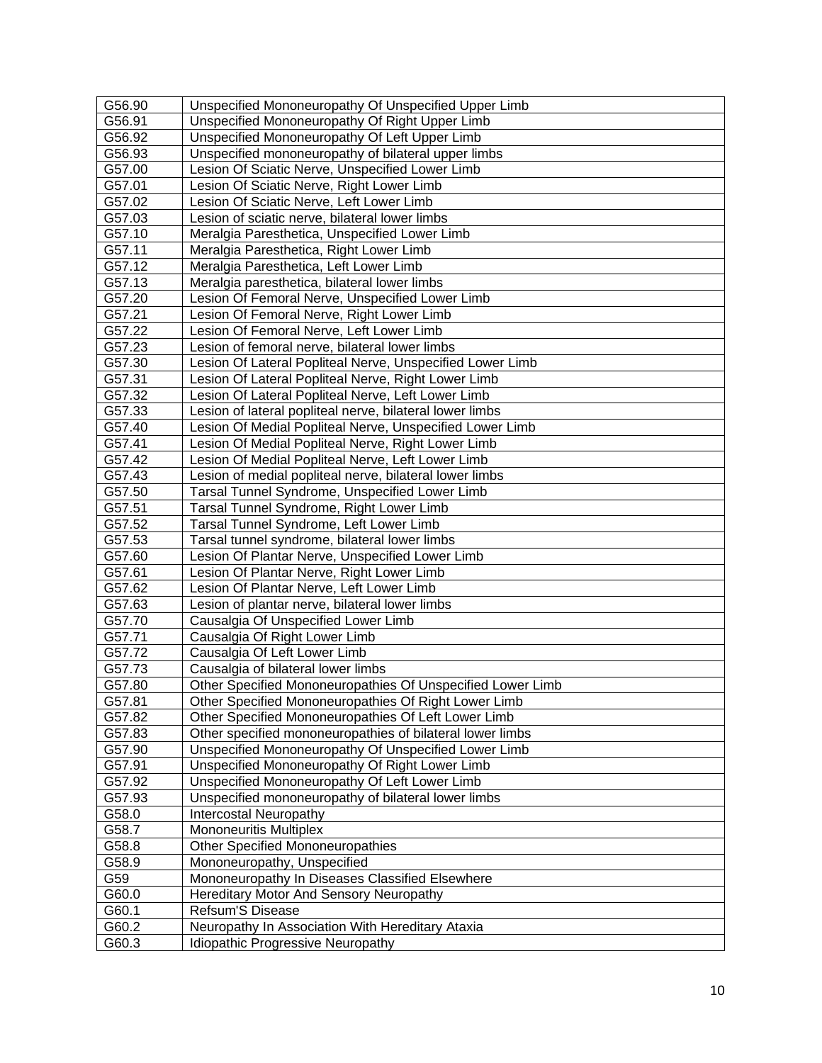| G56.90 | Unspecified Mononeuropathy Of Unspecified Upper Limb |
|---|---|
| G56.91 | Unspecified Mononeuropathy Of Right Upper Limb |
| G56.92 | Unspecified Mononeuropathy Of Left Upper Limb |
| G56.93 | Unspecified mononeuropathy of bilateral upper limbs |
| G57.00 | Lesion Of Sciatic Nerve, Unspecified Lower Limb |
| G57.01 | Lesion Of Sciatic Nerve, Right Lower Limb |
| G57.02 | Lesion Of Sciatic Nerve, Left Lower Limb |
| G57.03 | Lesion of sciatic nerve, bilateral lower limbs |
| G57.10 | Meralgia Paresthetica, Unspecified Lower Limb |
| G57.11 | Meralgia Paresthetica, Right Lower Limb |
| G57.12 | Meralgia Paresthetica, Left Lower Limb |
| G57.13 | Meralgia paresthetica, bilateral lower limbs |
| G57.20 | Lesion Of Femoral Nerve, Unspecified Lower Limb |
| G57.21 | Lesion Of Femoral Nerve, Right Lower Limb |
| G57.22 | Lesion Of Femoral Nerve, Left Lower Limb |
| G57.23 | Lesion of femoral nerve, bilateral lower limbs |
| G57.30 | Lesion Of Lateral Popliteal Nerve, Unspecified Lower Limb |
| G57.31 | Lesion Of Lateral Popliteal Nerve, Right Lower Limb |
| G57.32 | Lesion Of Lateral Popliteal Nerve, Left Lower Limb |
| G57.33 | Lesion of lateral popliteal nerve, bilateral lower limbs |
| G57.40 | Lesion Of Medial Popliteal Nerve, Unspecified Lower Limb |
| G57.41 | Lesion Of Medial Popliteal Nerve, Right Lower Limb |
| G57.42 | Lesion Of Medial Popliteal Nerve, Left Lower Limb |
| G57.43 | Lesion of medial popliteal nerve, bilateral lower limbs |
| G57.50 | Tarsal Tunnel Syndrome, Unspecified Lower Limb |
| G57.51 | Tarsal Tunnel Syndrome, Right Lower Limb |
| G57.52 | Tarsal Tunnel Syndrome, Left Lower Limb |
| G57.53 | Tarsal tunnel syndrome, bilateral lower limbs |
| G57.60 | Lesion Of Plantar Nerve, Unspecified Lower Limb |
| G57.61 | Lesion Of Plantar Nerve, Right Lower Limb |
| G57.62 | Lesion Of Plantar Nerve, Left Lower Limb |
| G57.63 | Lesion of plantar nerve, bilateral lower limbs |
| G57.70 | Causalgia Of Unspecified Lower Limb |
| G57.71 | Causalgia Of Right Lower Limb |
| G57.72 | Causalgia Of Left Lower Limb |
| G57.73 | Causalgia of bilateral lower limbs |
| G57.80 | Other Specified Mononeuropathies Of Unspecified Lower Limb |
| G57.81 | Other Specified Mononeuropathies Of Right Lower Limb |
| G57.82 | Other Specified Mononeuropathies Of Left Lower Limb |
| G57.83 | Other specified mononeuropathies of bilateral lower limbs |
| G57.90 | Unspecified Mononeuropathy Of Unspecified Lower Limb |
| G57.91 | Unspecified Mononeuropathy Of Right Lower Limb |
| G57.92 | Unspecified Mononeuropathy Of Left Lower Limb |
| G57.93 | Unspecified mononeuropathy of bilateral lower limbs |
| G58.0 | Intercostal Neuropathy |
| G58.7 | Mononeuritis Multiplex |
| G58.8 | Other Specified Mononeuropathies |
| G58.9 | Mononeuropathy, Unspecified |
| G59 | Mononeuropathy In Diseases Classified Elsewhere |
| G60.0 | Hereditary Motor And Sensory Neuropathy |
| G60.1 | Refsum'S Disease |
| G60.2 | Neuropathy In Association With Hereditary Ataxia |
| G60.3 | Idiopathic Progressive Neuropathy |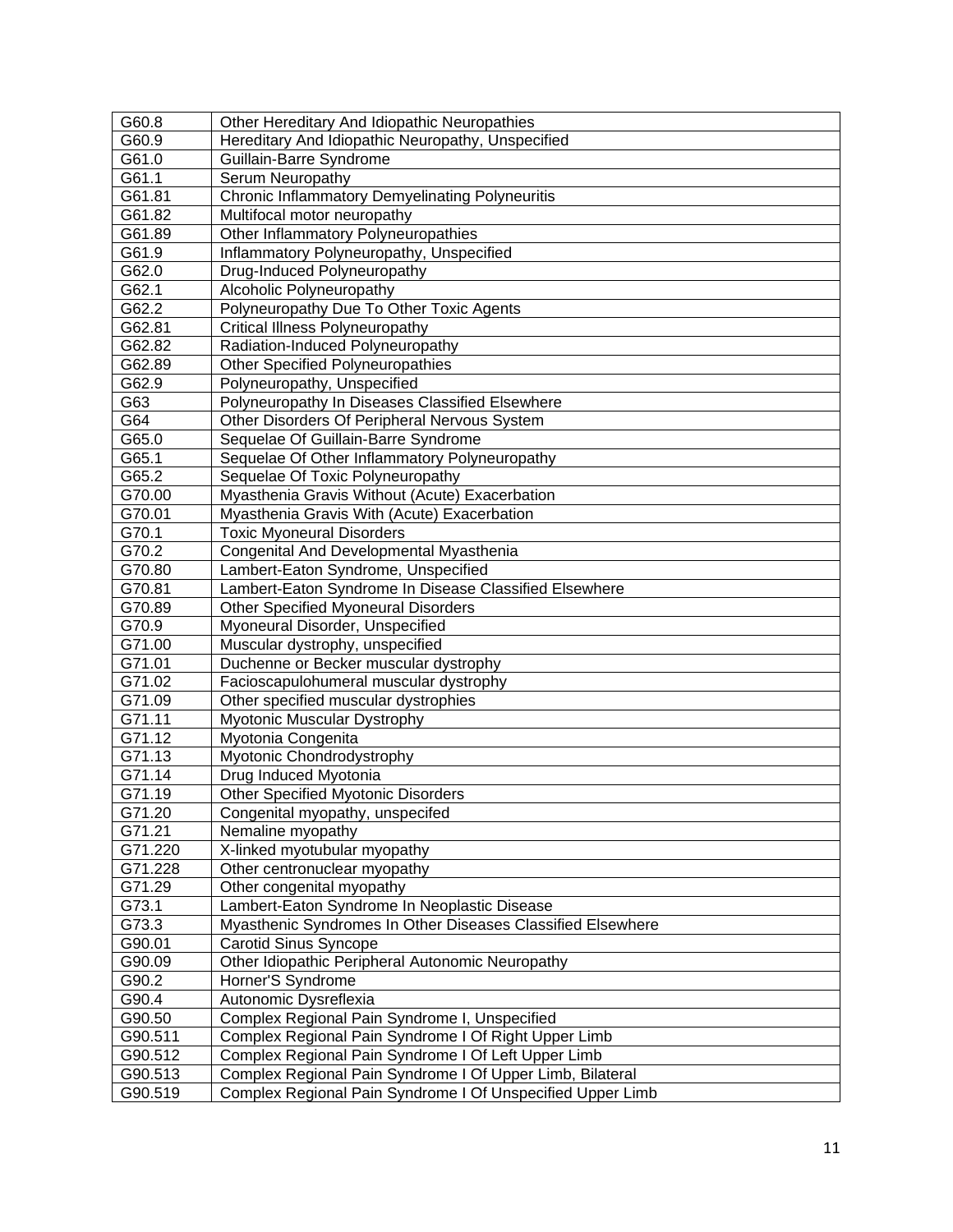| G60.8 | Other Hereditary And Idiopathic Neuropathies |
|---|---|
| G60.9 | Hereditary And Idiopathic Neuropathy, Unspecified |
| G61.0 | Guillain-Barre Syndrome |
| G61.1 | Serum Neuropathy |
| G61.81 | Chronic Inflammatory Demyelinating Polyneuritis |
| G61.82 | Multifocal motor neuropathy |
| G61.89 | Other Inflammatory Polyneuropathies |
| G61.9 | Inflammatory Polyneuropathy, Unspecified |
| G62.0 | Drug-Induced Polyneuropathy |
| G62.1 | Alcoholic Polyneuropathy |
| G62.2 | Polyneuropathy Due To Other Toxic Agents |
| G62.81 | Critical Illness Polyneuropathy |
| G62.82 | Radiation-Induced Polyneuropathy |
| G62.89 | Other Specified Polyneuropathies |
| G62.9 | Polyneuropathy, Unspecified |
| G63 | Polyneuropathy In Diseases Classified Elsewhere |
| G64 | Other Disorders Of Peripheral Nervous System |
| G65.0 | Sequelae Of Guillain-Barre Syndrome |
| G65.1 | Sequelae Of Other Inflammatory Polyneuropathy |
| G65.2 | Sequelae Of Toxic Polyneuropathy |
| G70.00 | Myasthenia Gravis Without (Acute) Exacerbation |
| G70.01 | Myasthenia Gravis With (Acute) Exacerbation |
| G70.1 | Toxic Myoneural Disorders |
| G70.2 | Congenital And Developmental Myasthenia |
| G70.80 | Lambert-Eaton Syndrome, Unspecified |
| G70.81 | Lambert-Eaton Syndrome In Disease Classified Elsewhere |
| G70.89 | Other Specified Myoneural Disorders |
| G70.9 | Myoneural Disorder, Unspecified |
| G71.00 | Muscular dystrophy, unspecified |
| G71.01 | Duchenne or Becker muscular dystrophy |
| G71.02 | Facioscapulohumeral muscular dystrophy |
| G71.09 | Other specified muscular dystrophies |
| G71.11 | Myotonic Muscular Dystrophy |
| G71.12 | Myotonia Congenita |
| G71.13 | Myotonic Chondrodystrophy |
| G71.14 | Drug Induced Myotonia |
| G71.19 | Other Specified Myotonic Disorders |
| G71.20 | Congenital myopathy, unspecifed |
| G71.21 | Nemaline myopathy |
| G71.220 | X-linked myotubular myopathy |
| G71.228 | Other centronuclear myopathy |
| G71.29 | Other congenital myopathy |
| G73.1 | Lambert-Eaton Syndrome In Neoplastic Disease |
| G73.3 | Myasthenic Syndromes In Other Diseases Classified Elsewhere |
| G90.01 | Carotid Sinus Syncope |
| G90.09 | Other Idiopathic Peripheral Autonomic Neuropathy |
| G90.2 | Horner'S Syndrome |
| G90.4 | Autonomic Dysreflexia |
| G90.50 | Complex Regional Pain Syndrome I, Unspecified |
| G90.511 | Complex Regional Pain Syndrome I Of Right Upper Limb |
| G90.512 | Complex Regional Pain Syndrome I Of Left Upper Limb |
| G90.513 | Complex Regional Pain Syndrome I Of Upper Limb, Bilateral |
| G90.519 | Complex Regional Pain Syndrome I Of Unspecified Upper Limb |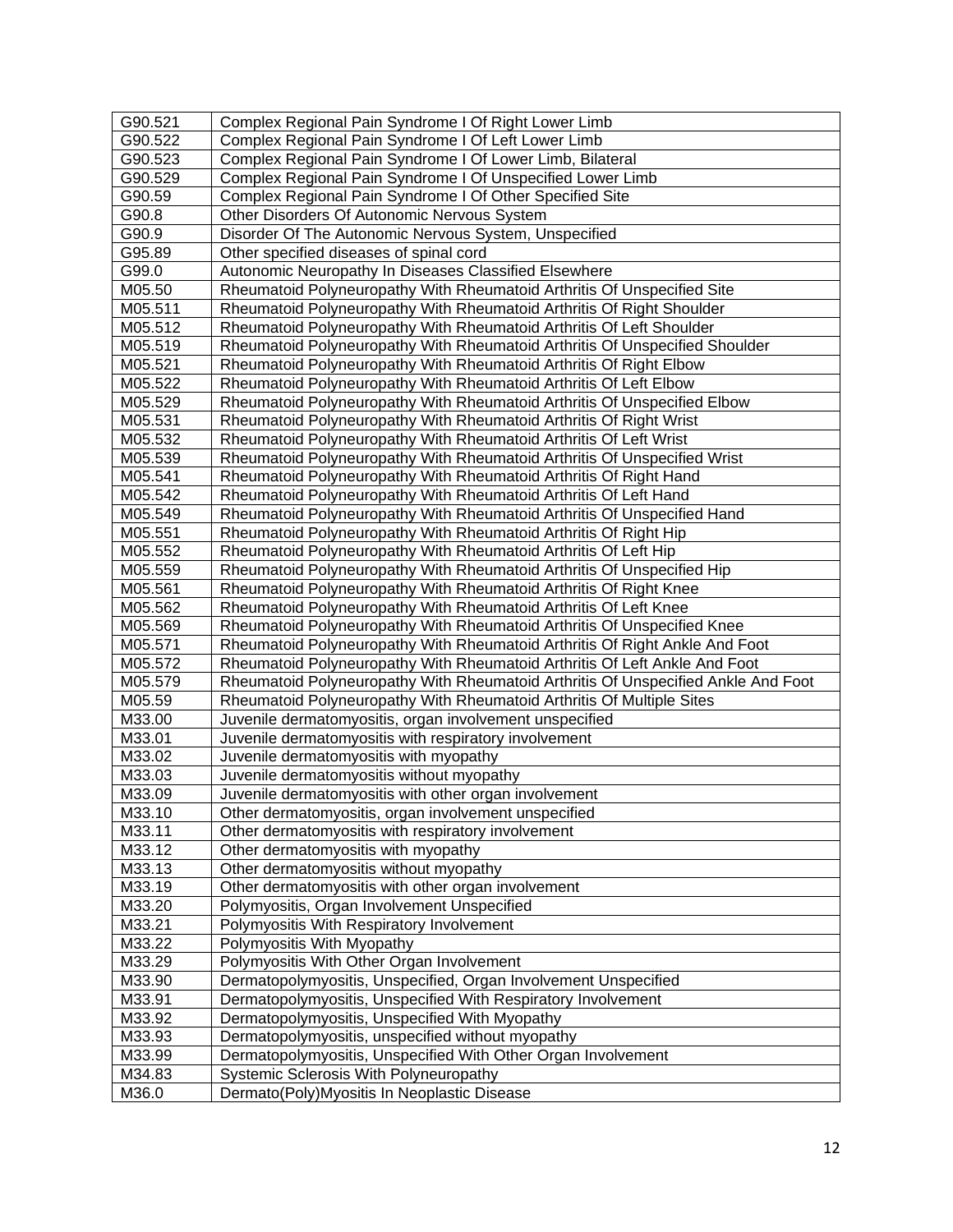| | |
|---|---|
| G90.521 | Complex Regional Pain Syndrome I Of Right Lower Limb |
| G90.522 | Complex Regional Pain Syndrome I Of Left Lower Limb |
| G90.523 | Complex Regional Pain Syndrome I Of Lower Limb, Bilateral |
| G90.529 | Complex Regional Pain Syndrome I Of Unspecified Lower Limb |
| G90.59 | Complex Regional Pain Syndrome I Of Other Specified Site |
| G90.8 | Other Disorders Of Autonomic Nervous System |
| G90.9 | Disorder Of The Autonomic Nervous System, Unspecified |
| G95.89 | Other specified diseases of spinal cord |
| G99.0 | Autonomic Neuropathy In Diseases Classified Elsewhere |
| M05.50 | Rheumatoid Polyneuropathy With Rheumatoid Arthritis Of Unspecified Site |
| M05.511 | Rheumatoid Polyneuropathy With Rheumatoid Arthritis Of Right Shoulder |
| M05.512 | Rheumatoid Polyneuropathy With Rheumatoid Arthritis Of Left Shoulder |
| M05.519 | Rheumatoid Polyneuropathy With Rheumatoid Arthritis Of Unspecified Shoulder |
| M05.521 | Rheumatoid Polyneuropathy With Rheumatoid Arthritis Of Right Elbow |
| M05.522 | Rheumatoid Polyneuropathy With Rheumatoid Arthritis Of Left Elbow |
| M05.529 | Rheumatoid Polyneuropathy With Rheumatoid Arthritis Of Unspecified Elbow |
| M05.531 | Rheumatoid Polyneuropathy With Rheumatoid Arthritis Of Right Wrist |
| M05.532 | Rheumatoid Polyneuropathy With Rheumatoid Arthritis Of Left Wrist |
| M05.539 | Rheumatoid Polyneuropathy With Rheumatoid Arthritis Of Unspecified Wrist |
| M05.541 | Rheumatoid Polyneuropathy With Rheumatoid Arthritis Of Right Hand |
| M05.542 | Rheumatoid Polyneuropathy With Rheumatoid Arthritis Of Left Hand |
| M05.549 | Rheumatoid Polyneuropathy With Rheumatoid Arthritis Of Unspecified Hand |
| M05.551 | Rheumatoid Polyneuropathy With Rheumatoid Arthritis Of Right Hip |
| M05.552 | Rheumatoid Polyneuropathy With Rheumatoid Arthritis Of Left Hip |
| M05.559 | Rheumatoid Polyneuropathy With Rheumatoid Arthritis Of Unspecified Hip |
| M05.561 | Rheumatoid Polyneuropathy With Rheumatoid Arthritis Of Right Knee |
| M05.562 | Rheumatoid Polyneuropathy With Rheumatoid Arthritis Of Left Knee |
| M05.569 | Rheumatoid Polyneuropathy With Rheumatoid Arthritis Of Unspecified Knee |
| M05.571 | Rheumatoid Polyneuropathy With Rheumatoid Arthritis Of Right Ankle And Foot |
| M05.572 | Rheumatoid Polyneuropathy With Rheumatoid Arthritis Of Left Ankle And Foot |
| M05.579 | Rheumatoid Polyneuropathy With Rheumatoid Arthritis Of Unspecified Ankle And Foot |
| M05.59 | Rheumatoid Polyneuropathy With Rheumatoid Arthritis Of Multiple Sites |
| M33.00 | Juvenile dermatomyositis, organ involvement unspecified |
| M33.01 | Juvenile dermatomyositis with respiratory involvement |
| M33.02 | Juvenile dermatomyositis with myopathy |
| M33.03 | Juvenile dermatomyositis without myopathy |
| M33.09 | Juvenile dermatomyositis with other organ involvement |
| M33.10 | Other dermatomyositis, organ involvement unspecified |
| M33.11 | Other dermatomyositis with respiratory involvement |
| M33.12 | Other dermatomyositis with myopathy |
| M33.13 | Other dermatomyositis without myopathy |
| M33.19 | Other dermatomyositis with other organ involvement |
| M33.20 | Polymyositis, Organ Involvement Unspecified |
| M33.21 | Polymyositis With Respiratory Involvement |
| M33.22 | Polymyositis With Myopathy |
| M33.29 | Polymyositis With Other Organ Involvement |
| M33.90 | Dermatopolymyositis, Unspecified, Organ Involvement Unspecified |
| M33.91 | Dermatopolymyositis, Unspecified With Respiratory Involvement |
| M33.92 | Dermatopolymyositis, Unspecified With Myopathy |
| M33.93 | Dermatopolymyositis, unspecified without myopathy |
| M33.99 | Dermatopolymyositis, Unspecified With Other Organ Involvement |
| M34.83 | Systemic Sclerosis With Polyneuropathy |
| M36.0 | Dermato(Poly)Myositis In Neoplastic Disease |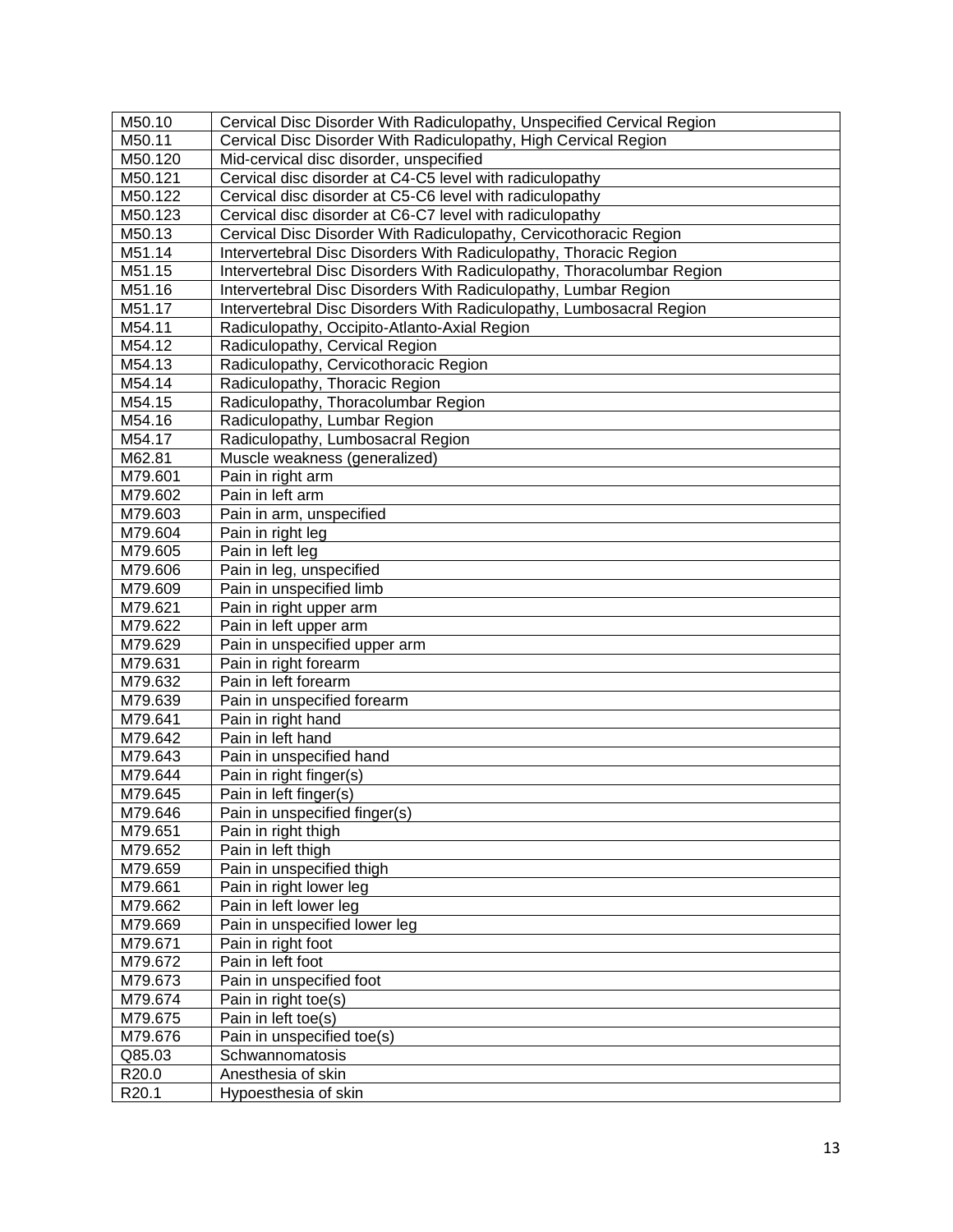| M50.10 | Cervical Disc Disorder With Radiculopathy, Unspecified Cervical Region |
|---|---|
| M50.11 | Cervical Disc Disorder With Radiculopathy, High Cervical Region |
| M50.120 | Mid-cervical disc disorder, unspecified |
| M50.121 | Cervical disc disorder at C4-C5 level with radiculopathy |
| M50.122 | Cervical disc disorder at C5-C6 level with radiculopathy |
| M50.123 | Cervical disc disorder at C6-C7 level with radiculopathy |
| M50.13 | Cervical Disc Disorder With Radiculopathy, Cervicothoracic Region |
| M51.14 | Intervertebral Disc Disorders With Radiculopathy, Thoracic Region |
| M51.15 | Intervertebral Disc Disorders With Radiculopathy, Thoracolumbar Region |
| M51.16 | Intervertebral Disc Disorders With Radiculopathy, Lumbar Region |
| M51.17 | Intervertebral Disc Disorders With Radiculopathy, Lumbosacral Region |
| M54.11 | Radiculopathy, Occipito-Atlanto-Axial Region |
| M54.12 | Radiculopathy, Cervical Region |
| M54.13 | Radiculopathy, Cervicothoracic Region |
| M54.14 | Radiculopathy, Thoracic Region |
| M54.15 | Radiculopathy, Thoracolumbar Region |
| M54.16 | Radiculopathy, Lumbar Region |
| M54.17 | Radiculopathy, Lumbosacral Region |
| M62.81 | Muscle weakness (generalized) |
| M79.601 | Pain in right arm |
| M79.602 | Pain in left arm |
| M79.603 | Pain in arm, unspecified |
| M79.604 | Pain in right leg |
| M79.605 | Pain in left leg |
| M79.606 | Pain in leg, unspecified |
| M79.609 | Pain in unspecified limb |
| M79.621 | Pain in right upper arm |
| M79.622 | Pain in left upper arm |
| M79.629 | Pain in unspecified upper arm |
| M79.631 | Pain in right forearm |
| M79.632 | Pain in left forearm |
| M79.639 | Pain in unspecified forearm |
| M79.641 | Pain in right hand |
| M79.642 | Pain in left hand |
| M79.643 | Pain in unspecified hand |
| M79.644 | Pain in right finger(s) |
| M79.645 | Pain in left finger(s) |
| M79.646 | Pain in unspecified finger(s) |
| M79.651 | Pain in right thigh |
| M79.652 | Pain in left thigh |
| M79.659 | Pain in unspecified thigh |
| M79.661 | Pain in right lower leg |
| M79.662 | Pain in left lower leg |
| M79.669 | Pain in unspecified lower leg |
| M79.671 | Pain in right foot |
| M79.672 | Pain in left foot |
| M79.673 | Pain in unspecified foot |
| M79.674 | Pain in right toe(s) |
| M79.675 | Pain in left toe(s) |
| M79.676 | Pain in unspecified toe(s) |
| Q85.03 | Schwannomatosis |
| R20.0 | Anesthesia of skin |
| R20.1 | Hypoesthesia of skin |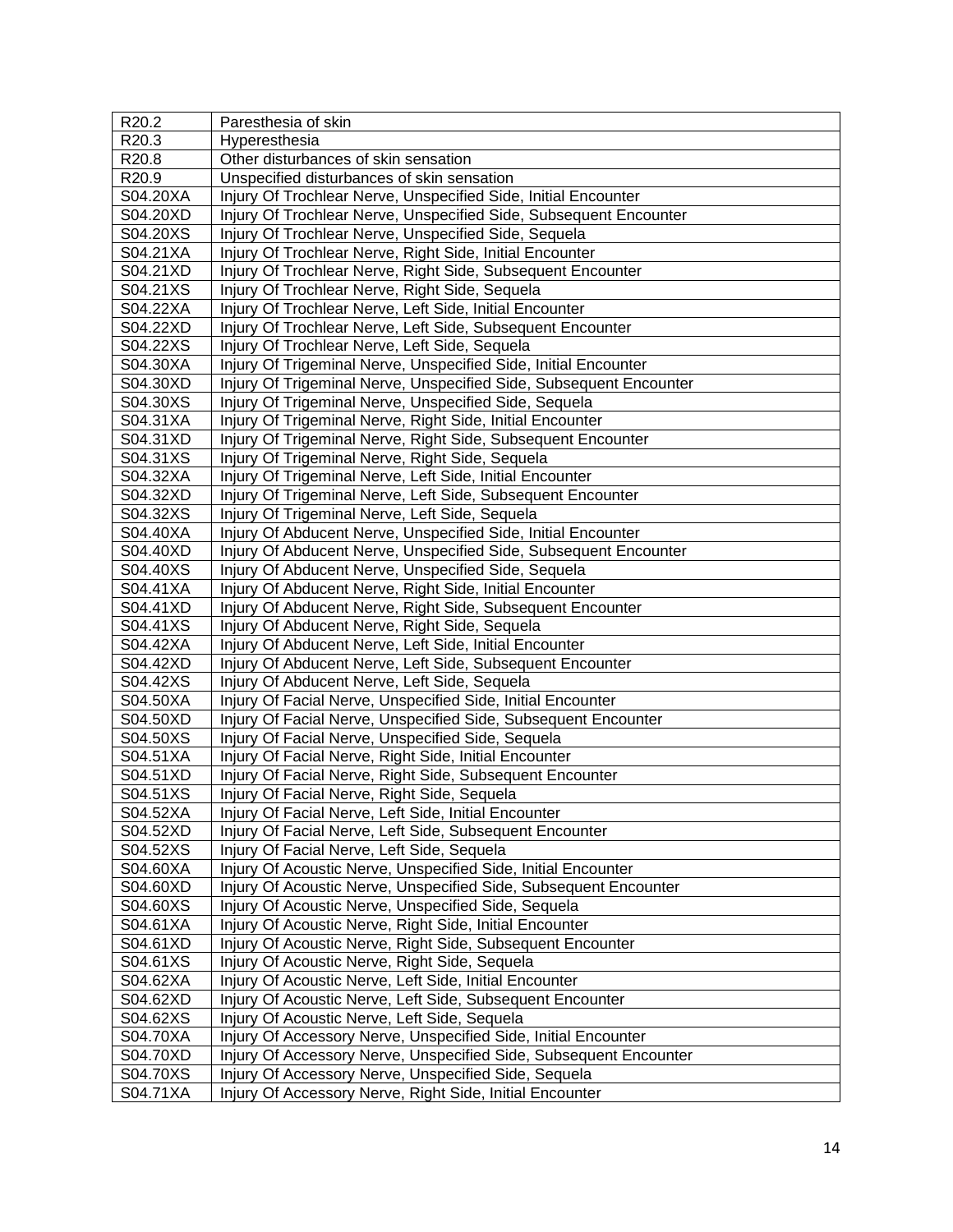| R20.2 | Paresthesia of skin |
|---|---|
| R20.3 | Hyperesthesia |
| R20.8 | Other disturbances of skin sensation |
| R20.9 | Unspecified disturbances of skin sensation |
| S04.20XA | Injury Of Trochlear Nerve, Unspecified Side, Initial Encounter |
| S04.20XD | Injury Of Trochlear Nerve, Unspecified Side, Subsequent Encounter |
| S04.20XS | Injury Of Trochlear Nerve, Unspecified Side, Sequela |
| S04.21XA | Injury Of Trochlear Nerve, Right Side, Initial Encounter |
| S04.21XD | Injury Of Trochlear Nerve, Right Side, Subsequent Encounter |
| S04.21XS | Injury Of Trochlear Nerve, Right Side, Sequela |
| S04.22XA | Injury Of Trochlear Nerve, Left Side, Initial Encounter |
| S04.22XD | Injury Of Trochlear Nerve, Left Side, Subsequent Encounter |
| S04.22XS | Injury Of Trochlear Nerve, Left Side, Sequela |
| S04.30XA | Injury Of Trigeminal Nerve, Unspecified Side, Initial Encounter |
| S04.30XD | Injury Of Trigeminal Nerve, Unspecified Side, Subsequent Encounter |
| S04.30XS | Injury Of Trigeminal Nerve, Unspecified Side, Sequela |
| S04.31XA | Injury Of Trigeminal Nerve, Right Side, Initial Encounter |
| S04.31XD | Injury Of Trigeminal Nerve, Right Side, Subsequent Encounter |
| S04.31XS | Injury Of Trigeminal Nerve, Right Side, Sequela |
| S04.32XA | Injury Of Trigeminal Nerve, Left Side, Initial Encounter |
| S04.32XD | Injury Of Trigeminal Nerve, Left Side, Subsequent Encounter |
| S04.32XS | Injury Of Trigeminal Nerve, Left Side, Sequela |
| S04.40XA | Injury Of Abducent Nerve, Unspecified Side, Initial Encounter |
| S04.40XD | Injury Of Abducent Nerve, Unspecified Side, Subsequent Encounter |
| S04.40XS | Injury Of Abducent Nerve, Unspecified Side, Sequela |
| S04.41XA | Injury Of Abducent Nerve, Right Side, Initial Encounter |
| S04.41XD | Injury Of Abducent Nerve, Right Side, Subsequent Encounter |
| S04.41XS | Injury Of Abducent Nerve, Right Side, Sequela |
| S04.42XA | Injury Of Abducent Nerve, Left Side, Initial Encounter |
| S04.42XD | Injury Of Abducent Nerve, Left Side, Subsequent Encounter |
| S04.42XS | Injury Of Abducent Nerve, Left Side, Sequela |
| S04.50XA | Injury Of Facial Nerve, Unspecified Side, Initial Encounter |
| S04.50XD | Injury Of Facial Nerve, Unspecified Side, Subsequent Encounter |
| S04.50XS | Injury Of Facial Nerve, Unspecified Side, Sequela |
| S04.51XA | Injury Of Facial Nerve, Right Side, Initial Encounter |
| S04.51XD | Injury Of Facial Nerve, Right Side, Subsequent Encounter |
| S04.51XS | Injury Of Facial Nerve, Right Side, Sequela |
| S04.52XA | Injury Of Facial Nerve, Left Side, Initial Encounter |
| S04.52XD | Injury Of Facial Nerve, Left Side, Subsequent Encounter |
| S04.52XS | Injury Of Facial Nerve, Left Side, Sequela |
| S04.60XA | Injury Of Acoustic Nerve, Unspecified Side, Initial Encounter |
| S04.60XD | Injury Of Acoustic Nerve, Unspecified Side, Subsequent Encounter |
| S04.60XS | Injury Of Acoustic Nerve, Unspecified Side, Sequela |
| S04.61XA | Injury Of Acoustic Nerve, Right Side, Initial Encounter |
| S04.61XD | Injury Of Acoustic Nerve, Right Side, Subsequent Encounter |
| S04.61XS | Injury Of Acoustic Nerve, Right Side, Sequela |
| S04.62XA | Injury Of Acoustic Nerve, Left Side, Initial Encounter |
| S04.62XD | Injury Of Acoustic Nerve, Left Side, Subsequent Encounter |
| S04.62XS | Injury Of Acoustic Nerve, Left Side, Sequela |
| S04.70XA | Injury Of Accessory Nerve, Unspecified Side, Initial Encounter |
| S04.70XD | Injury Of Accessory Nerve, Unspecified Side, Subsequent Encounter |
| S04.70XS | Injury Of Accessory Nerve, Unspecified Side, Sequela |
| S04.71XA | Injury Of Accessory Nerve, Right Side, Initial Encounter |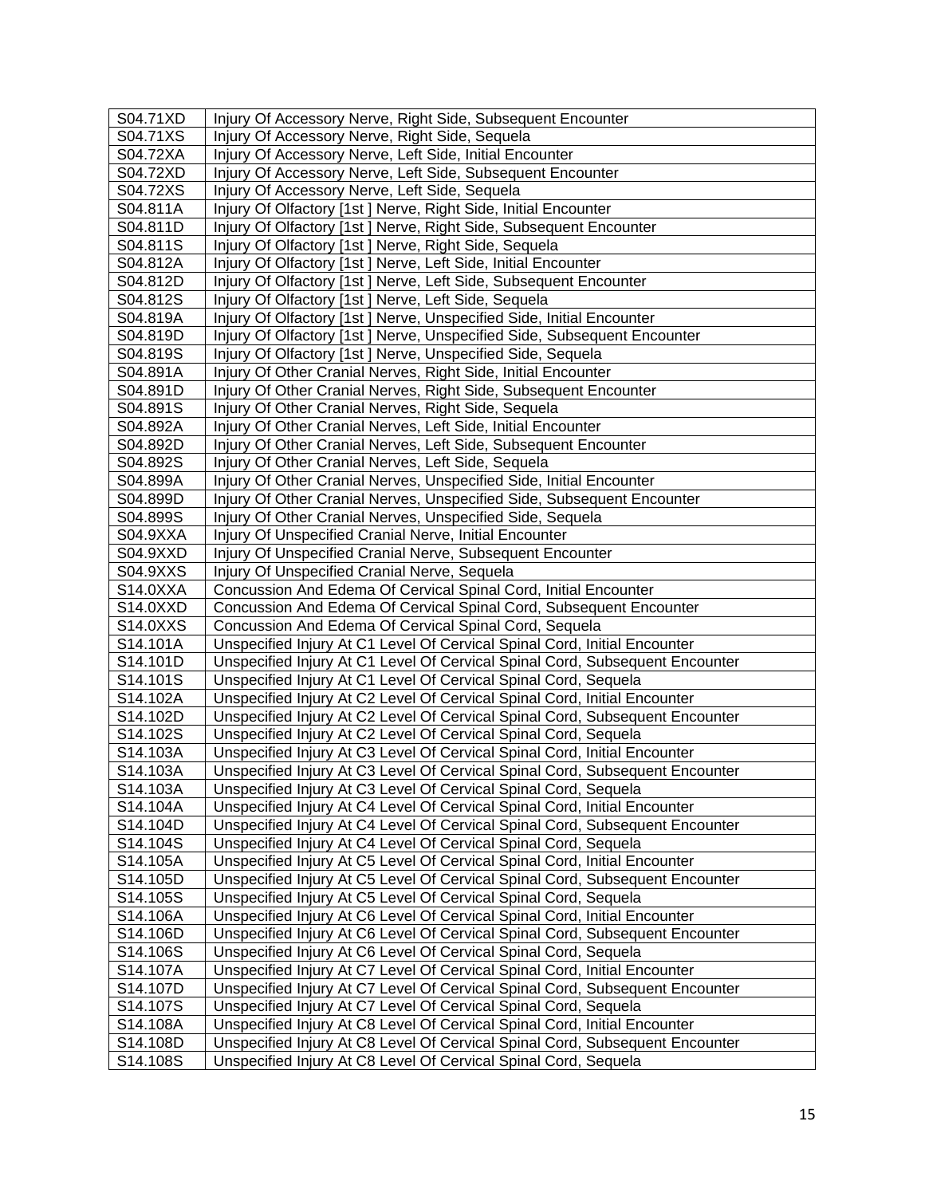| S04.71XD | Injury Of Accessory Nerve, Right Side, Subsequent Encounter |
|---|---|
| S04.71XS | Injury Of Accessory Nerve, Right Side, Sequela |
| S04.72XA | Injury Of Accessory Nerve, Left Side, Initial Encounter |
| S04.72XD | Injury Of Accessory Nerve, Left Side, Subsequent Encounter |
| S04.72XS | Injury Of Accessory Nerve, Left Side, Sequela |
| S04.811A | Injury Of Olfactory [1st ] Nerve, Right Side, Initial Encounter |
| S04.811D | Injury Of Olfactory [1st ] Nerve, Right Side, Subsequent Encounter |
| S04.811S | Injury Of Olfactory [1st ] Nerve, Right Side, Sequela |
| S04.812A | Injury Of Olfactory [1st ] Nerve, Left Side, Initial Encounter |
| S04.812D | Injury Of Olfactory [1st ] Nerve, Left Side, Subsequent Encounter |
| S04.812S | Injury Of Olfactory [1st ] Nerve, Left Side, Sequela |
| S04.819A | Injury Of Olfactory [1st ] Nerve, Unspecified Side, Initial Encounter |
| S04.819D | Injury Of Olfactory [1st ] Nerve, Unspecified Side, Subsequent Encounter |
| S04.819S | Injury Of Olfactory [1st ] Nerve, Unspecified Side, Sequela |
| S04.891A | Injury Of Other Cranial Nerves, Right Side, Initial Encounter |
| S04.891D | Injury Of Other Cranial Nerves, Right Side, Subsequent Encounter |
| S04.891S | Injury Of Other Cranial Nerves, Right Side, Sequela |
| S04.892A | Injury Of Other Cranial Nerves, Left Side, Initial Encounter |
| S04.892D | Injury Of Other Cranial Nerves, Left Side, Subsequent Encounter |
| S04.892S | Injury Of Other Cranial Nerves, Left Side, Sequela |
| S04.899A | Injury Of Other Cranial Nerves, Unspecified Side, Initial Encounter |
| S04.899D | Injury Of Other Cranial Nerves, Unspecified Side, Subsequent Encounter |
| S04.899S | Injury Of Other Cranial Nerves, Unspecified Side, Sequela |
| S04.9XXA | Injury Of Unspecified Cranial Nerve, Initial Encounter |
| S04.9XXD | Injury Of Unspecified Cranial Nerve, Subsequent Encounter |
| S04.9XXS | Injury Of Unspecified Cranial Nerve, Sequela |
| S14.0XXA | Concussion And Edema Of Cervical Spinal Cord, Initial Encounter |
| S14.0XXD | Concussion And Edema Of Cervical Spinal Cord, Subsequent Encounter |
| S14.0XXS | Concussion And Edema Of Cervical Spinal Cord, Sequela |
| S14.101A | Unspecified Injury At C1 Level Of Cervical Spinal Cord, Initial Encounter |
| S14.101D | Unspecified Injury At C1 Level Of Cervical Spinal Cord, Subsequent Encounter |
| S14.101S | Unspecified Injury At C1 Level Of Cervical Spinal Cord, Sequela |
| S14.102A | Unspecified Injury At C2 Level Of Cervical Spinal Cord, Initial Encounter |
| S14.102D | Unspecified Injury At C2 Level Of Cervical Spinal Cord, Subsequent Encounter |
| S14.102S | Unspecified Injury At C2 Level Of Cervical Spinal Cord, Sequela |
| S14.103A | Unspecified Injury At C3 Level Of Cervical Spinal Cord, Initial Encounter |
| S14.103A | Unspecified Injury At C3 Level Of Cervical Spinal Cord, Subsequent Encounter |
| S14.103A | Unspecified Injury At C3 Level Of Cervical Spinal Cord, Sequela |
| S14.104A | Unspecified Injury At C4 Level Of Cervical Spinal Cord, Initial Encounter |
| S14.104D | Unspecified Injury At C4 Level Of Cervical Spinal Cord, Subsequent Encounter |
| S14.104S | Unspecified Injury At C4 Level Of Cervical Spinal Cord, Sequela |
| S14.105A | Unspecified Injury At C5 Level Of Cervical Spinal Cord, Initial Encounter |
| S14.105D | Unspecified Injury At C5 Level Of Cervical Spinal Cord, Subsequent Encounter |
| S14.105S | Unspecified Injury At C5 Level Of Cervical Spinal Cord, Sequela |
| S14.106A | Unspecified Injury At C6 Level Of Cervical Spinal Cord, Initial Encounter |
| S14.106D | Unspecified Injury At C6 Level Of Cervical Spinal Cord, Subsequent Encounter |
| S14.106S | Unspecified Injury At C6 Level Of Cervical Spinal Cord, Sequela |
| S14.107A | Unspecified Injury At C7 Level Of Cervical Spinal Cord, Initial Encounter |
| S14.107D | Unspecified Injury At C7 Level Of Cervical Spinal Cord, Subsequent Encounter |
| S14.107S | Unspecified Injury At C7 Level Of Cervical Spinal Cord, Sequela |
| S14.108A | Unspecified Injury At C8 Level Of Cervical Spinal Cord, Initial Encounter |
| S14.108D | Unspecified Injury At C8 Level Of Cervical Spinal Cord, Subsequent Encounter |
| S14.108S | Unspecified Injury At C8 Level Of Cervical Spinal Cord, Sequela |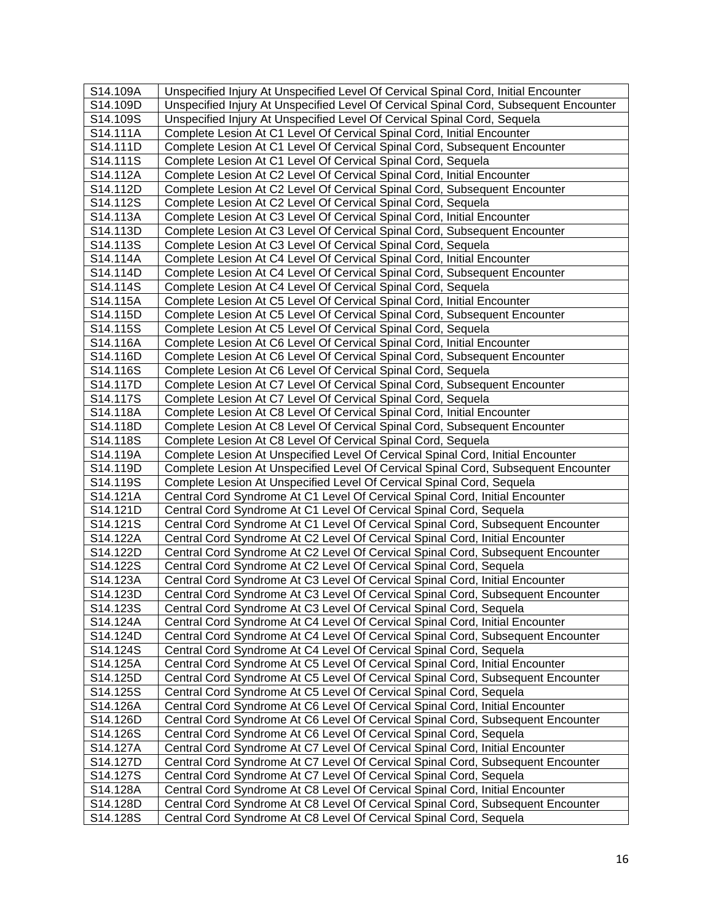| S14.109A | Unspecified Injury At Unspecified Level Of Cervical Spinal Cord, Initial Encounter |
|---|---|
| S14.109D | Unspecified Injury At Unspecified Level Of Cervical Spinal Cord, Subsequent Encounter |
| S14.109S | Unspecified Injury At Unspecified Level Of Cervical Spinal Cord, Sequela |
| S14.111A | Complete Lesion At C1 Level Of Cervical Spinal Cord, Initial Encounter |
| S14.111D | Complete Lesion At C1 Level Of Cervical Spinal Cord, Subsequent Encounter |
| S14.111S | Complete Lesion At C1 Level Of Cervical Spinal Cord, Sequela |
| S14.112A | Complete Lesion At C2 Level Of Cervical Spinal Cord, Initial Encounter |
| S14.112D | Complete Lesion At C2 Level Of Cervical Spinal Cord, Subsequent Encounter |
| S14.112S | Complete Lesion At C2 Level Of Cervical Spinal Cord, Sequela |
| S14.113A | Complete Lesion At C3 Level Of Cervical Spinal Cord, Initial Encounter |
| S14.113D | Complete Lesion At C3 Level Of Cervical Spinal Cord, Subsequent Encounter |
| S14.113S | Complete Lesion At C3 Level Of Cervical Spinal Cord, Sequela |
| S14.114A | Complete Lesion At C4 Level Of Cervical Spinal Cord, Initial Encounter |
| S14.114D | Complete Lesion At C4 Level Of Cervical Spinal Cord, Subsequent Encounter |
| S14.114S | Complete Lesion At C4 Level Of Cervical Spinal Cord, Sequela |
| S14.115A | Complete Lesion At C5 Level Of Cervical Spinal Cord, Initial Encounter |
| S14.115D | Complete Lesion At C5 Level Of Cervical Spinal Cord, Subsequent Encounter |
| S14.115S | Complete Lesion At C5 Level Of Cervical Spinal Cord, Sequela |
| S14.116A | Complete Lesion At C6 Level Of Cervical Spinal Cord, Initial Encounter |
| S14.116D | Complete Lesion At C6 Level Of Cervical Spinal Cord, Subsequent Encounter |
| S14.116S | Complete Lesion At C6 Level Of Cervical Spinal Cord, Sequela |
| S14.117D | Complete Lesion At C7 Level Of Cervical Spinal Cord, Subsequent Encounter |
| S14.117S | Complete Lesion At C7 Level Of Cervical Spinal Cord, Sequela |
| S14.118A | Complete Lesion At C8 Level Of Cervical Spinal Cord, Initial Encounter |
| S14.118D | Complete Lesion At C8 Level Of Cervical Spinal Cord, Subsequent Encounter |
| S14.118S | Complete Lesion At C8 Level Of Cervical Spinal Cord, Sequela |
| S14.119A | Complete Lesion At Unspecified Level Of Cervical Spinal Cord, Initial Encounter |
| S14.119D | Complete Lesion At Unspecified Level Of Cervical Spinal Cord, Subsequent Encounter |
| S14.119S | Complete Lesion At Unspecified Level Of Cervical Spinal Cord, Sequela |
| S14.121A | Central Cord Syndrome At C1 Level Of Cervical Spinal Cord, Initial Encounter |
| S14.121D | Central Cord Syndrome At C1 Level Of Cervical Spinal Cord, Sequela |
| S14.121S | Central Cord Syndrome At C1 Level Of Cervical Spinal Cord, Subsequent Encounter |
| S14.122A | Central Cord Syndrome At C2 Level Of Cervical Spinal Cord, Initial Encounter |
| S14.122D | Central Cord Syndrome At C2 Level Of Cervical Spinal Cord, Subsequent Encounter |
| S14.122S | Central Cord Syndrome At C2 Level Of Cervical Spinal Cord, Sequela |
| S14.123A | Central Cord Syndrome At C3 Level Of Cervical Spinal Cord, Initial Encounter |
| S14.123D | Central Cord Syndrome At C3 Level Of Cervical Spinal Cord, Subsequent Encounter |
| S14.123S | Central Cord Syndrome At C3 Level Of Cervical Spinal Cord, Sequela |
| S14.124A | Central Cord Syndrome At C4 Level Of Cervical Spinal Cord, Initial Encounter |
| S14.124D | Central Cord Syndrome At C4 Level Of Cervical Spinal Cord, Subsequent Encounter |
| S14.124S | Central Cord Syndrome At C4 Level Of Cervical Spinal Cord, Sequela |
| S14.125A | Central Cord Syndrome At C5 Level Of Cervical Spinal Cord, Initial Encounter |
| S14.125D | Central Cord Syndrome At C5 Level Of Cervical Spinal Cord, Subsequent Encounter |
| S14.125S | Central Cord Syndrome At C5 Level Of Cervical Spinal Cord, Sequela |
| S14.126A | Central Cord Syndrome At C6 Level Of Cervical Spinal Cord, Initial Encounter |
| S14.126D | Central Cord Syndrome At C6 Level Of Cervical Spinal Cord, Subsequent Encounter |
| S14.126S | Central Cord Syndrome At C6 Level Of Cervical Spinal Cord, Sequela |
| S14.127A | Central Cord Syndrome At C7 Level Of Cervical Spinal Cord, Initial Encounter |
| S14.127D | Central Cord Syndrome At C7 Level Of Cervical Spinal Cord, Subsequent Encounter |
| S14.127S | Central Cord Syndrome At C7 Level Of Cervical Spinal Cord, Sequela |
| S14.128A | Central Cord Syndrome At C8 Level Of Cervical Spinal Cord, Initial Encounter |
| S14.128D | Central Cord Syndrome At C8 Level Of Cervical Spinal Cord, Subsequent Encounter |
| S14.128S | Central Cord Syndrome At C8 Level Of Cervical Spinal Cord, Sequela |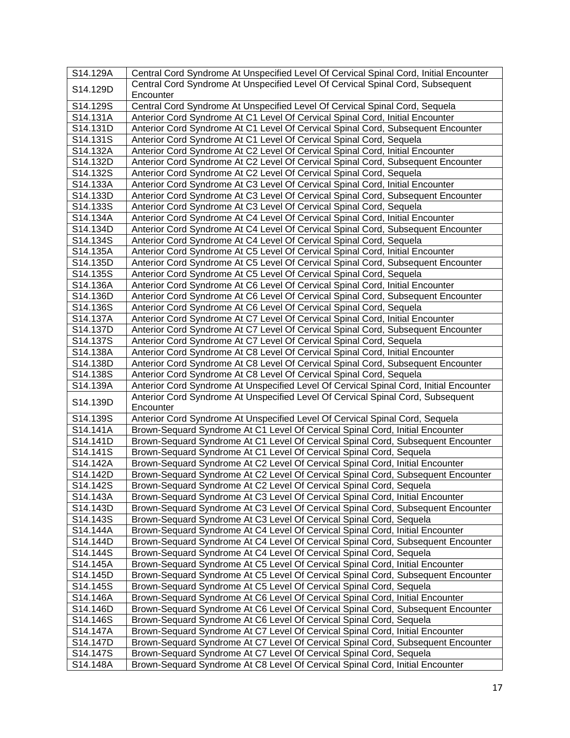| S14.129A | Central Cord Syndrome At Unspecified Level Of Cervical Spinal Cord, Initial Encounter |
|---|---|
| S14.129D | Central Cord Syndrome At Unspecified Level Of Cervical Spinal Cord, Subsequent Encounter |
| S14.129S | Central Cord Syndrome At Unspecified Level Of Cervical Spinal Cord, Sequela |
| S14.131A | Anterior Cord Syndrome At C1 Level Of Cervical Spinal Cord, Initial Encounter |
| S14.131D | Anterior Cord Syndrome At C1 Level Of Cervical Spinal Cord, Subsequent Encounter |
| S14.131S | Anterior Cord Syndrome At C1 Level Of Cervical Spinal Cord, Sequela |
| S14.132A | Anterior Cord Syndrome At C2 Level Of Cervical Spinal Cord, Initial Encounter |
| S14.132D | Anterior Cord Syndrome At C2 Level Of Cervical Spinal Cord, Subsequent Encounter |
| S14.132S | Anterior Cord Syndrome At C2 Level Of Cervical Spinal Cord, Sequela |
| S14.133A | Anterior Cord Syndrome At C3 Level Of Cervical Spinal Cord, Initial Encounter |
| S14.133D | Anterior Cord Syndrome At C3 Level Of Cervical Spinal Cord, Subsequent Encounter |
| S14.133S | Anterior Cord Syndrome At C3 Level Of Cervical Spinal Cord, Sequela |
| S14.134A | Anterior Cord Syndrome At C4 Level Of Cervical Spinal Cord, Initial Encounter |
| S14.134D | Anterior Cord Syndrome At C4 Level Of Cervical Spinal Cord, Subsequent Encounter |
| S14.134S | Anterior Cord Syndrome At C4 Level Of Cervical Spinal Cord, Sequela |
| S14.135A | Anterior Cord Syndrome At C5 Level Of Cervical Spinal Cord, Initial Encounter |
| S14.135D | Anterior Cord Syndrome At C5 Level Of Cervical Spinal Cord, Subsequent Encounter |
| S14.135S | Anterior Cord Syndrome At C5 Level Of Cervical Spinal Cord, Sequela |
| S14.136A | Anterior Cord Syndrome At C6 Level Of Cervical Spinal Cord, Initial Encounter |
| S14.136D | Anterior Cord Syndrome At C6 Level Of Cervical Spinal Cord, Subsequent Encounter |
| S14.136S | Anterior Cord Syndrome At C6 Level Of Cervical Spinal Cord, Sequela |
| S14.137A | Anterior Cord Syndrome At C7 Level Of Cervical Spinal Cord, Initial Encounter |
| S14.137D | Anterior Cord Syndrome At C7 Level Of Cervical Spinal Cord, Subsequent Encounter |
| S14.137S | Anterior Cord Syndrome At C7 Level Of Cervical Spinal Cord, Sequela |
| S14.138A | Anterior Cord Syndrome At C8 Level Of Cervical Spinal Cord, Initial Encounter |
| S14.138D | Anterior Cord Syndrome At C8 Level Of Cervical Spinal Cord, Subsequent Encounter |
| S14.138S | Anterior Cord Syndrome At C8 Level Of Cervical Spinal Cord, Sequela |
| S14.139A | Anterior Cord Syndrome At Unspecified Level Of Cervical Spinal Cord, Initial Encounter |
| S14.139D | Anterior Cord Syndrome At Unspecified Level Of Cervical Spinal Cord, Subsequent Encounter |
| S14.139S | Anterior Cord Syndrome At Unspecified Level Of Cervical Spinal Cord, Sequela |
| S14.141A | Brown-Sequard Syndrome At C1 Level Of Cervical Spinal Cord, Initial Encounter |
| S14.141D | Brown-Sequard Syndrome At C1 Level Of Cervical Spinal Cord, Subsequent Encounter |
| S14.141S | Brown-Sequard Syndrome At C1 Level Of Cervical Spinal Cord, Sequela |
| S14.142A | Brown-Sequard Syndrome At C2 Level Of Cervical Spinal Cord, Initial Encounter |
| S14.142D | Brown-Sequard Syndrome At C2 Level Of Cervical Spinal Cord, Subsequent Encounter |
| S14.142S | Brown-Sequard Syndrome At C2 Level Of Cervical Spinal Cord, Sequela |
| S14.143A | Brown-Sequard Syndrome At C3 Level Of Cervical Spinal Cord, Initial Encounter |
| S14.143D | Brown-Sequard Syndrome At C3 Level Of Cervical Spinal Cord, Subsequent Encounter |
| S14.143S | Brown-Sequard Syndrome At C3 Level Of Cervical Spinal Cord, Sequela |
| S14.144A | Brown-Sequard Syndrome At C4 Level Of Cervical Spinal Cord, Initial Encounter |
| S14.144D | Brown-Sequard Syndrome At C4 Level Of Cervical Spinal Cord, Subsequent Encounter |
| S14.144S | Brown-Sequard Syndrome At C4 Level Of Cervical Spinal Cord, Sequela |
| S14.145A | Brown-Sequard Syndrome At C5 Level Of Cervical Spinal Cord, Initial Encounter |
| S14.145D | Brown-Sequard Syndrome At C5 Level Of Cervical Spinal Cord, Subsequent Encounter |
| S14.145S | Brown-Sequard Syndrome At C5 Level Of Cervical Spinal Cord, Sequela |
| S14.146A | Brown-Sequard Syndrome At C6 Level Of Cervical Spinal Cord, Initial Encounter |
| S14.146D | Brown-Sequard Syndrome At C6 Level Of Cervical Spinal Cord, Subsequent Encounter |
| S14.146S | Brown-Sequard Syndrome At C6 Level Of Cervical Spinal Cord, Sequela |
| S14.147A | Brown-Sequard Syndrome At C7 Level Of Cervical Spinal Cord, Initial Encounter |
| S14.147D | Brown-Sequard Syndrome At C7 Level Of Cervical Spinal Cord, Subsequent Encounter |
| S14.147S | Brown-Sequard Syndrome At C7 Level Of Cervical Spinal Cord, Sequela |
| S14.148A | Brown-Sequard Syndrome At C8 Level Of Cervical Spinal Cord, Initial Encounter |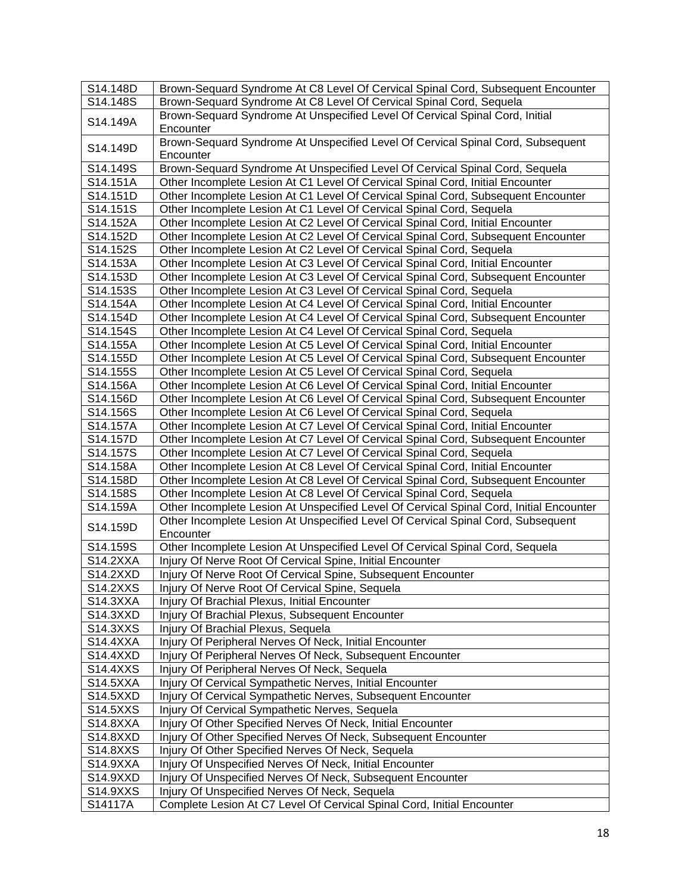| S14.148D | Brown-Sequard Syndrome At C8 Level Of Cervical Spinal Cord, Subsequent Encounter |
|---|---|
| S14.148S | Brown-Sequard Syndrome At C8 Level Of Cervical Spinal Cord, Sequela |
| S14.149A | Brown-Sequard Syndrome At Unspecified Level Of Cervical Spinal Cord, Initial Encounter |
| S14.149D | Brown-Sequard Syndrome At Unspecified Level Of Cervical Spinal Cord, Subsequent Encounter |
| S14.149S | Brown-Sequard Syndrome At Unspecified Level Of Cervical Spinal Cord, Sequela |
| S14.151A | Other Incomplete Lesion At C1 Level Of Cervical Spinal Cord, Initial Encounter |
| S14.151D | Other Incomplete Lesion At C1 Level Of Cervical Spinal Cord, Subsequent Encounter |
| S14.151S | Other Incomplete Lesion At C1 Level Of Cervical Spinal Cord, Sequela |
| S14.152A | Other Incomplete Lesion At C2 Level Of Cervical Spinal Cord, Initial Encounter |
| S14.152D | Other Incomplete Lesion At C2 Level Of Cervical Spinal Cord, Subsequent Encounter |
| S14.152S | Other Incomplete Lesion At C2 Level Of Cervical Spinal Cord, Sequela |
| S14.153A | Other Incomplete Lesion At C3 Level Of Cervical Spinal Cord, Initial Encounter |
| S14.153D | Other Incomplete Lesion At C3 Level Of Cervical Spinal Cord, Subsequent Encounter |
| S14.153S | Other Incomplete Lesion At C3 Level Of Cervical Spinal Cord, Sequela |
| S14.154A | Other Incomplete Lesion At C4 Level Of Cervical Spinal Cord, Initial Encounter |
| S14.154D | Other Incomplete Lesion At C4 Level Of Cervical Spinal Cord, Subsequent Encounter |
| S14.154S | Other Incomplete Lesion At C4 Level Of Cervical Spinal Cord, Sequela |
| S14.155A | Other Incomplete Lesion At C5 Level Of Cervical Spinal Cord, Initial Encounter |
| S14.155D | Other Incomplete Lesion At C5 Level Of Cervical Spinal Cord, Subsequent Encounter |
| S14.155S | Other Incomplete Lesion At C5 Level Of Cervical Spinal Cord, Sequela |
| S14.156A | Other Incomplete Lesion At C6 Level Of Cervical Spinal Cord, Initial Encounter |
| S14.156D | Other Incomplete Lesion At C6 Level Of Cervical Spinal Cord, Subsequent Encounter |
| S14.156S | Other Incomplete Lesion At C6 Level Of Cervical Spinal Cord, Sequela |
| S14.157A | Other Incomplete Lesion At C7 Level Of Cervical Spinal Cord, Initial Encounter |
| S14.157D | Other Incomplete Lesion At C7 Level Of Cervical Spinal Cord, Subsequent Encounter |
| S14.157S | Other Incomplete Lesion At C7 Level Of Cervical Spinal Cord, Sequela |
| S14.158A | Other Incomplete Lesion At C8 Level Of Cervical Spinal Cord, Initial Encounter |
| S14.158D | Other Incomplete Lesion At C8 Level Of Cervical Spinal Cord, Subsequent Encounter |
| S14.158S | Other Incomplete Lesion At C8 Level Of Cervical Spinal Cord, Sequela |
| S14.159A | Other Incomplete Lesion At Unspecified Level Of Cervical Spinal Cord, Initial Encounter |
| S14.159D | Other Incomplete Lesion At Unspecified Level Of Cervical Spinal Cord, Subsequent Encounter |
| S14.159S | Other Incomplete Lesion At Unspecified Level Of Cervical Spinal Cord, Sequela |
| S14.2XXA | Injury Of Nerve Root Of Cervical Spine, Initial Encounter |
| S14.2XXD | Injury Of Nerve Root Of Cervical Spine, Subsequent Encounter |
| S14.2XXS | Injury Of Nerve Root Of Cervical Spine, Sequela |
| S14.3XXA | Injury Of Brachial Plexus, Initial Encounter |
| S14.3XXD | Injury Of Brachial Plexus, Subsequent Encounter |
| S14.3XXS | Injury Of Brachial Plexus, Sequela |
| S14.4XXA | Injury Of Peripheral Nerves Of Neck, Initial Encounter |
| S14.4XXD | Injury Of Peripheral Nerves Of Neck, Subsequent Encounter |
| S14.4XXS | Injury Of Peripheral Nerves Of Neck, Sequela |
| S14.5XXA | Injury Of Cervical Sympathetic Nerves, Initial Encounter |
| S14.5XXD | Injury Of Cervical Sympathetic Nerves, Subsequent Encounter |
| S14.5XXS | Injury Of Cervical Sympathetic Nerves, Sequela |
| S14.8XXA | Injury Of Other Specified Nerves Of Neck, Initial Encounter |
| S14.8XXD | Injury Of Other Specified Nerves Of Neck, Subsequent Encounter |
| S14.8XXS | Injury Of Other Specified Nerves Of Neck, Sequela |
| S14.9XXA | Injury Of Unspecified Nerves Of Neck, Initial Encounter |
| S14.9XXD | Injury Of Unspecified Nerves Of Neck, Subsequent Encounter |
| S14.9XXS | Injury Of Unspecified Nerves Of Neck, Sequela |
| S14117A | Complete Lesion At C7 Level Of Cervical Spinal Cord, Initial Encounter |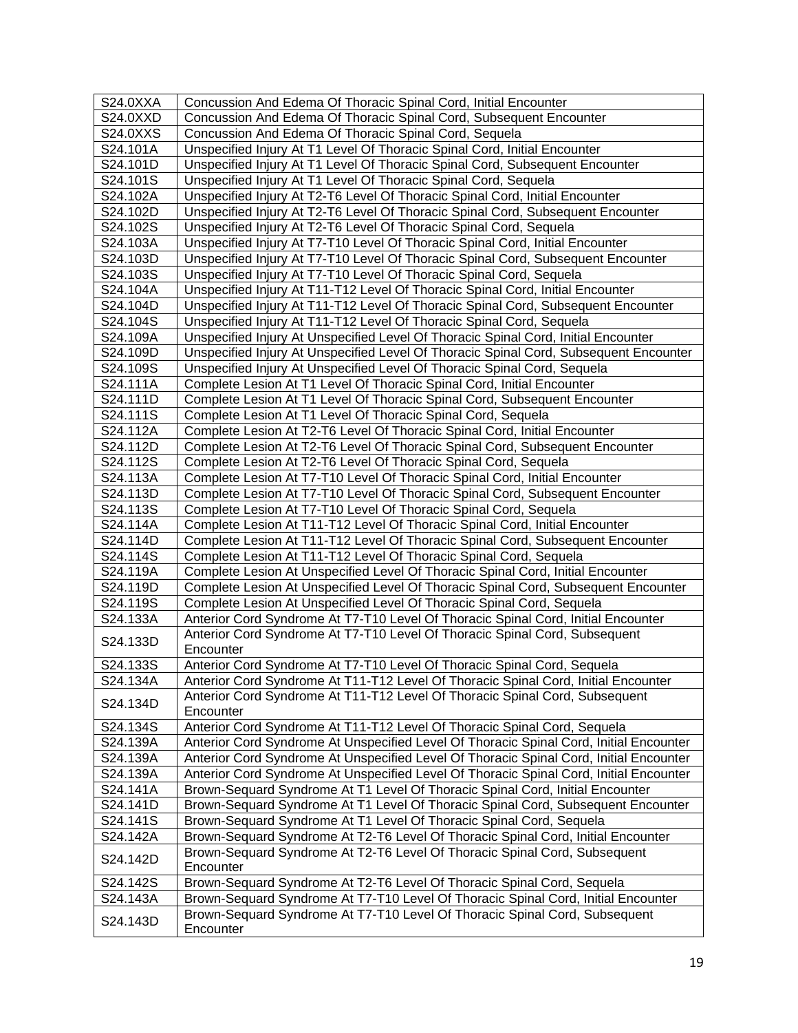| S24.0XXA | Concussion And Edema Of Thoracic Spinal Cord, Initial Encounter |
|---|---|
| S24.0XXD | Concussion And Edema Of Thoracic Spinal Cord, Subsequent Encounter |
| S24.0XXS | Concussion And Edema Of Thoracic Spinal Cord, Sequela |
| S24.101A | Unspecified Injury At T1 Level Of Thoracic Spinal Cord, Initial Encounter |
| S24.101D | Unspecified Injury At T1 Level Of Thoracic Spinal Cord, Subsequent Encounter |
| S24.101S | Unspecified Injury At T1 Level Of Thoracic Spinal Cord, Sequela |
| S24.102A | Unspecified Injury At T2-T6 Level Of Thoracic Spinal Cord, Initial Encounter |
| S24.102D | Unspecified Injury At T2-T6 Level Of Thoracic Spinal Cord, Subsequent Encounter |
| S24.102S | Unspecified Injury At T2-T6 Level Of Thoracic Spinal Cord, Sequela |
| S24.103A | Unspecified Injury At T7-T10 Level Of Thoracic Spinal Cord, Initial Encounter |
| S24.103D | Unspecified Injury At T7-T10 Level Of Thoracic Spinal Cord, Subsequent Encounter |
| S24.103S | Unspecified Injury At T7-T10 Level Of Thoracic Spinal Cord, Sequela |
| S24.104A | Unspecified Injury At T11-T12 Level Of Thoracic Spinal Cord, Initial Encounter |
| S24.104D | Unspecified Injury At T11-T12 Level Of Thoracic Spinal Cord, Subsequent Encounter |
| S24.104S | Unspecified Injury At T11-T12 Level Of Thoracic Spinal Cord, Sequela |
| S24.109A | Unspecified Injury At Unspecified Level Of Thoracic Spinal Cord, Initial Encounter |
| S24.109D | Unspecified Injury At Unspecified Level Of Thoracic Spinal Cord, Subsequent Encounter |
| S24.109S | Unspecified Injury At Unspecified Level Of Thoracic Spinal Cord, Sequela |
| S24.111A | Complete Lesion At T1 Level Of Thoracic Spinal Cord, Initial Encounter |
| S24.111D | Complete Lesion At T1 Level Of Thoracic Spinal Cord, Subsequent Encounter |
| S24.111S | Complete Lesion At T1 Level Of Thoracic Spinal Cord, Sequela |
| S24.112A | Complete Lesion At T2-T6 Level Of Thoracic Spinal Cord, Initial Encounter |
| S24.112D | Complete Lesion At T2-T6 Level Of Thoracic Spinal Cord, Subsequent Encounter |
| S24.112S | Complete Lesion At T2-T6 Level Of Thoracic Spinal Cord, Sequela |
| S24.113A | Complete Lesion At T7-T10 Level Of Thoracic Spinal Cord, Initial Encounter |
| S24.113D | Complete Lesion At T7-T10 Level Of Thoracic Spinal Cord, Subsequent Encounter |
| S24.113S | Complete Lesion At T7-T10 Level Of Thoracic Spinal Cord, Sequela |
| S24.114A | Complete Lesion At T11-T12 Level Of Thoracic Spinal Cord, Initial Encounter |
| S24.114D | Complete Lesion At T11-T12 Level Of Thoracic Spinal Cord, Subsequent Encounter |
| S24.114S | Complete Lesion At T11-T12 Level Of Thoracic Spinal Cord, Sequela |
| S24.119A | Complete Lesion At Unspecified Level Of Thoracic Spinal Cord, Initial Encounter |
| S24.119D | Complete Lesion At Unspecified Level Of Thoracic Spinal Cord, Subsequent Encounter |
| S24.119S | Complete Lesion At Unspecified Level Of Thoracic Spinal Cord, Sequela |
| S24.133A | Anterior Cord Syndrome At T7-T10 Level Of Thoracic Spinal Cord, Initial Encounter |
| S24.133D | Anterior Cord Syndrome At T7-T10 Level Of Thoracic Spinal Cord, Subsequent Encounter |
| S24.133S | Anterior Cord Syndrome At T7-T10 Level Of Thoracic Spinal Cord, Sequela |
| S24.134A | Anterior Cord Syndrome At T11-T12 Level Of Thoracic Spinal Cord, Initial Encounter |
| S24.134D | Anterior Cord Syndrome At T11-T12 Level Of Thoracic Spinal Cord, Subsequent Encounter |
| S24.134S | Anterior Cord Syndrome At T11-T12 Level Of Thoracic Spinal Cord, Sequela |
| S24.139A | Anterior Cord Syndrome At Unspecified Level Of Thoracic Spinal Cord, Initial Encounter |
| S24.139A | Anterior Cord Syndrome At Unspecified Level Of Thoracic Spinal Cord, Initial Encounter |
| S24.139A | Anterior Cord Syndrome At Unspecified Level Of Thoracic Spinal Cord, Initial Encounter |
| S24.141A | Brown-Sequard Syndrome At T1 Level Of Thoracic Spinal Cord, Initial Encounter |
| S24.141D | Brown-Sequard Syndrome At T1 Level Of Thoracic Spinal Cord, Subsequent Encounter |
| S24.141S | Brown-Sequard Syndrome At T1 Level Of Thoracic Spinal Cord, Sequela |
| S24.142A | Brown-Sequard Syndrome At T2-T6 Level Of Thoracic Spinal Cord, Initial Encounter |
| S24.142D | Brown-Sequard Syndrome At T2-T6 Level Of Thoracic Spinal Cord, Subsequent Encounter |
| S24.142S | Brown-Sequard Syndrome At T2-T6 Level Of Thoracic Spinal Cord, Sequela |
| S24.143A | Brown-Sequard Syndrome At T7-T10 Level Of Thoracic Spinal Cord, Initial Encounter |
| S24.143D | Brown-Sequard Syndrome At T7-T10 Level Of Thoracic Spinal Cord, Subsequent Encounter |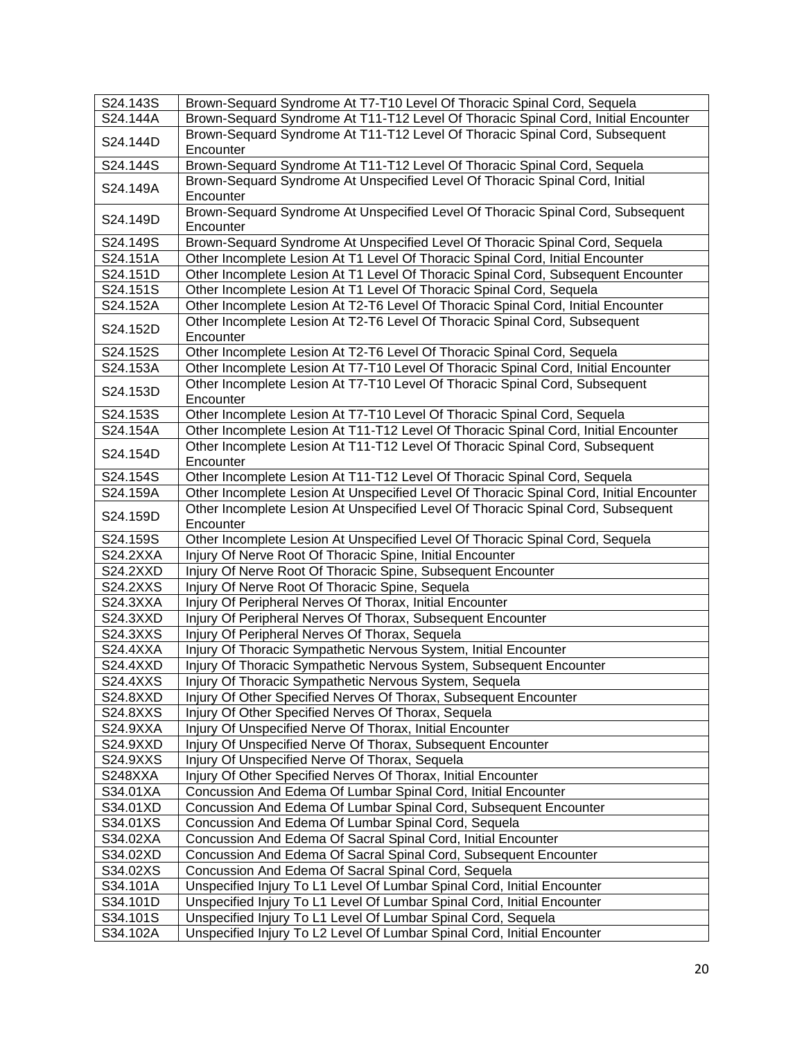| | |
|---|---|
| S24.143S | Brown-Sequard Syndrome At T7-T10 Level Of Thoracic Spinal Cord, Sequela |
| S24.144A | Brown-Sequard Syndrome At T11-T12 Level Of Thoracic Spinal Cord, Initial Encounter |
| S24.144D | Brown-Sequard Syndrome At T11-T12 Level Of Thoracic Spinal Cord, Subsequent Encounter |
| S24.144S | Brown-Sequard Syndrome At T11-T12 Level Of Thoracic Spinal Cord, Sequela |
| S24.149A | Brown-Sequard Syndrome At Unspecified Level Of Thoracic Spinal Cord, Initial Encounter |
| S24.149D | Brown-Sequard Syndrome At Unspecified Level Of Thoracic Spinal Cord, Subsequent Encounter |
| S24.149S | Brown-Sequard Syndrome At Unspecified Level Of Thoracic Spinal Cord, Sequela |
| S24.151A | Other Incomplete Lesion At T1 Level Of Thoracic Spinal Cord, Initial Encounter |
| S24.151D | Other Incomplete Lesion At T1 Level Of Thoracic Spinal Cord, Subsequent Encounter |
| S24.151S | Other Incomplete Lesion At T1 Level Of Thoracic Spinal Cord, Sequela |
| S24.152A | Other Incomplete Lesion At T2-T6 Level Of Thoracic Spinal Cord, Initial Encounter |
| S24.152D | Other Incomplete Lesion At T2-T6 Level Of Thoracic Spinal Cord, Subsequent Encounter |
| S24.152S | Other Incomplete Lesion At T2-T6 Level Of Thoracic Spinal Cord, Sequela |
| S24.153A | Other Incomplete Lesion At T7-T10 Level Of Thoracic Spinal Cord, Initial Encounter |
| S24.153D | Other Incomplete Lesion At T7-T10 Level Of Thoracic Spinal Cord, Subsequent Encounter |
| S24.153S | Other Incomplete Lesion At T7-T10 Level Of Thoracic Spinal Cord, Sequela |
| S24.154A | Other Incomplete Lesion At T11-T12 Level Of Thoracic Spinal Cord, Initial Encounter |
| S24.154D | Other Incomplete Lesion At T11-T12 Level Of Thoracic Spinal Cord, Subsequent Encounter |
| S24.154S | Other Incomplete Lesion At T11-T12 Level Of Thoracic Spinal Cord, Sequela |
| S24.159A | Other Incomplete Lesion At Unspecified Level Of Thoracic Spinal Cord, Initial Encounter |
| S24.159D | Other Incomplete Lesion At Unspecified Level Of Thoracic Spinal Cord, Subsequent Encounter |
| S24.159S | Other Incomplete Lesion At Unspecified Level Of Thoracic Spinal Cord, Sequela |
| S24.2XXA | Injury Of Nerve Root Of Thoracic Spine, Initial Encounter |
| S24.2XXD | Injury Of Nerve Root Of Thoracic Spine, Subsequent Encounter |
| S24.2XXS | Injury Of Nerve Root Of Thoracic Spine, Sequela |
| S24.3XXA | Injury Of Peripheral Nerves Of Thorax, Initial Encounter |
| S24.3XXD | Injury Of Peripheral Nerves Of Thorax, Subsequent Encounter |
| S24.3XXS | Injury Of Peripheral Nerves Of Thorax, Sequela |
| S24.4XXA | Injury Of Thoracic Sympathetic Nervous System, Initial Encounter |
| S24.4XXD | Injury Of Thoracic Sympathetic Nervous System, Subsequent Encounter |
| S24.4XXS | Injury Of Thoracic Sympathetic Nervous System, Sequela |
| S24.8XXD | Injury Of Other Specified Nerves Of Thorax, Subsequent Encounter |
| S24.8XXS | Injury Of Other Specified Nerves Of Thorax, Sequela |
| S24.9XXA | Injury Of Unspecified Nerve Of Thorax, Initial Encounter |
| S24.9XXD | Injury Of Unspecified Nerve Of Thorax, Subsequent Encounter |
| S24.9XXS | Injury Of Unspecified Nerve Of Thorax, Sequela |
| S248XXA | Injury Of Other Specified Nerves Of Thorax, Initial Encounter |
| S34.01XA | Concussion And Edema Of Lumbar Spinal Cord, Initial Encounter |
| S34.01XD | Concussion And Edema Of Lumbar Spinal Cord, Subsequent Encounter |
| S34.01XS | Concussion And Edema Of Lumbar Spinal Cord, Sequela |
| S34.02XA | Concussion And Edema Of Sacral Spinal Cord, Initial Encounter |
| S34.02XD | Concussion And Edema Of Sacral Spinal Cord, Subsequent Encounter |
| S34.02XS | Concussion And Edema Of Sacral Spinal Cord, Sequela |
| S34.101A | Unspecified Injury To L1 Level Of Lumbar Spinal Cord, Initial Encounter |
| S34.101D | Unspecified Injury To L1 Level Of Lumbar Spinal Cord, Initial Encounter |
| S34.101S | Unspecified Injury To L1 Level Of Lumbar Spinal Cord, Sequela |
| S34.102A | Unspecified Injury To L2 Level Of Lumbar Spinal Cord, Initial Encounter |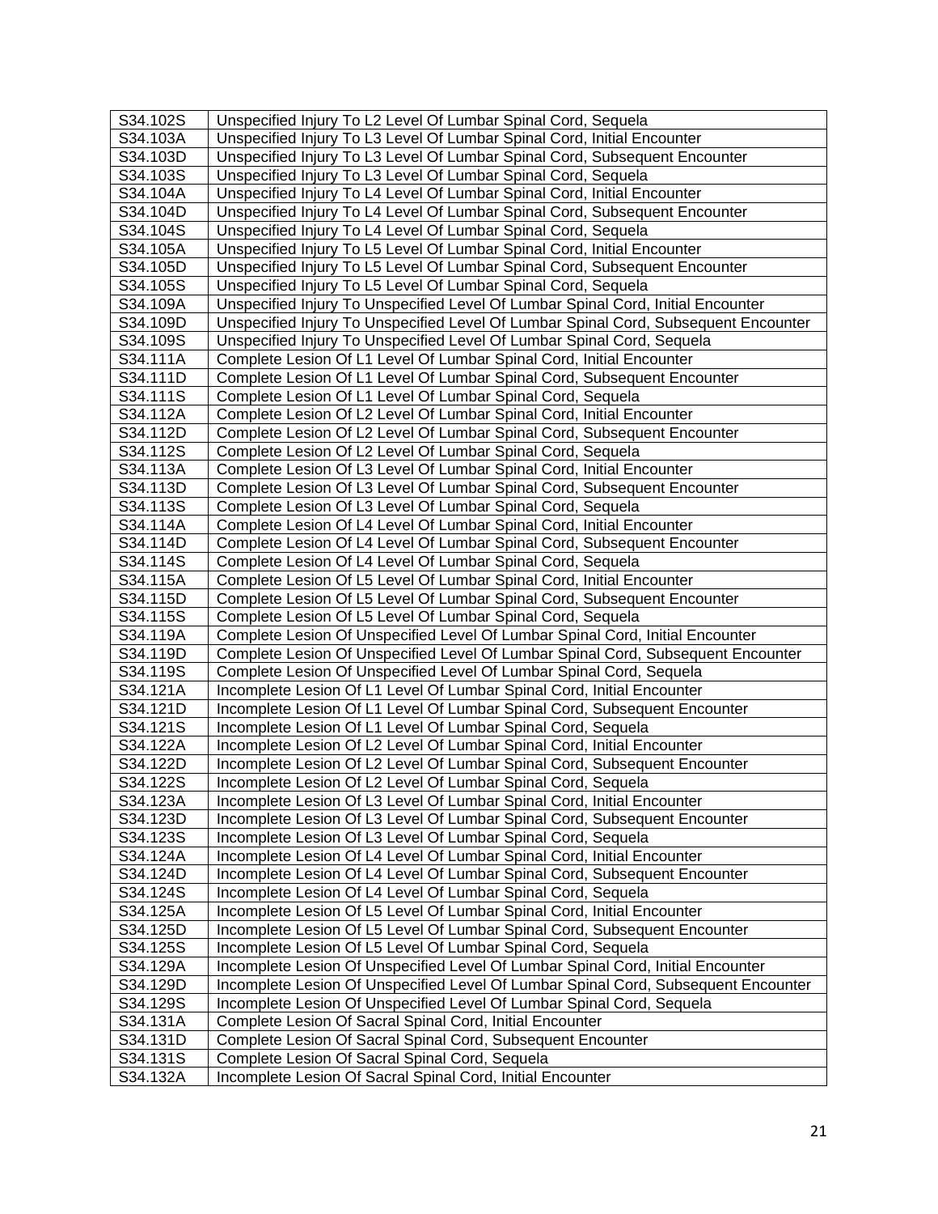| S34.102S | Unspecified Injury To L2 Level Of Lumbar Spinal Cord, Sequela |
|---|---|
| S34.103A | Unspecified Injury To L3 Level Of Lumbar Spinal Cord, Initial Encounter |
| S34.103D | Unspecified Injury To L3 Level Of Lumbar Spinal Cord, Subsequent Encounter |
| S34.103S | Unspecified Injury To L3 Level Of Lumbar Spinal Cord, Sequela |
| S34.104A | Unspecified Injury To L4 Level Of Lumbar Spinal Cord, Initial Encounter |
| S34.104D | Unspecified Injury To L4 Level Of Lumbar Spinal Cord, Subsequent Encounter |
| S34.104S | Unspecified Injury To L4 Level Of Lumbar Spinal Cord, Sequela |
| S34.105A | Unspecified Injury To L5 Level Of Lumbar Spinal Cord, Initial Encounter |
| S34.105D | Unspecified Injury To L5 Level Of Lumbar Spinal Cord, Subsequent Encounter |
| S34.105S | Unspecified Injury To L5 Level Of Lumbar Spinal Cord, Sequela |
| S34.109A | Unspecified Injury To Unspecified Level Of Lumbar Spinal Cord, Initial Encounter |
| S34.109D | Unspecified Injury To Unspecified Level Of Lumbar Spinal Cord, Subsequent Encounter |
| S34.109S | Unspecified Injury To Unspecified Level Of Lumbar Spinal Cord, Sequela |
| S34.111A | Complete Lesion Of L1 Level Of Lumbar Spinal Cord, Initial Encounter |
| S34.111D | Complete Lesion Of L1 Level Of Lumbar Spinal Cord, Subsequent Encounter |
| S34.111S | Complete Lesion Of L1 Level Of Lumbar Spinal Cord, Sequela |
| S34.112A | Complete Lesion Of L2 Level Of Lumbar Spinal Cord, Initial Encounter |
| S34.112D | Complete Lesion Of L2 Level Of Lumbar Spinal Cord, Subsequent Encounter |
| S34.112S | Complete Lesion Of L2 Level Of Lumbar Spinal Cord, Sequela |
| S34.113A | Complete Lesion Of L3 Level Of Lumbar Spinal Cord, Initial Encounter |
| S34.113D | Complete Lesion Of L3 Level Of Lumbar Spinal Cord, Subsequent Encounter |
| S34.113S | Complete Lesion Of L3 Level Of Lumbar Spinal Cord, Sequela |
| S34.114A | Complete Lesion Of L4 Level Of Lumbar Spinal Cord, Initial Encounter |
| S34.114D | Complete Lesion Of L4 Level Of Lumbar Spinal Cord, Subsequent Encounter |
| S34.114S | Complete Lesion Of L4 Level Of Lumbar Spinal Cord, Sequela |
| S34.115A | Complete Lesion Of L5 Level Of Lumbar Spinal Cord, Initial Encounter |
| S34.115D | Complete Lesion Of L5 Level Of Lumbar Spinal Cord, Subsequent Encounter |
| S34.115S | Complete Lesion Of L5 Level Of Lumbar Spinal Cord, Sequela |
| S34.119A | Complete Lesion Of Unspecified Level Of Lumbar Spinal Cord, Initial Encounter |
| S34.119D | Complete Lesion Of Unspecified Level Of Lumbar Spinal Cord, Subsequent Encounter |
| S34.119S | Complete Lesion Of Unspecified Level Of Lumbar Spinal Cord, Sequela |
| S34.121A | Incomplete Lesion Of L1 Level Of Lumbar Spinal Cord, Initial Encounter |
| S34.121D | Incomplete Lesion Of L1 Level Of Lumbar Spinal Cord, Subsequent Encounter |
| S34.121S | Incomplete Lesion Of L1 Level Of Lumbar Spinal Cord, Sequela |
| S34.122A | Incomplete Lesion Of L2 Level Of Lumbar Spinal Cord, Initial Encounter |
| S34.122D | Incomplete Lesion Of L2 Level Of Lumbar Spinal Cord, Subsequent Encounter |
| S34.122S | Incomplete Lesion Of L2 Level Of Lumbar Spinal Cord, Sequela |
| S34.123A | Incomplete Lesion Of L3 Level Of Lumbar Spinal Cord, Initial Encounter |
| S34.123D | Incomplete Lesion Of L3 Level Of Lumbar Spinal Cord, Subsequent Encounter |
| S34.123S | Incomplete Lesion Of L3 Level Of Lumbar Spinal Cord, Sequela |
| S34.124A | Incomplete Lesion Of L4 Level Of Lumbar Spinal Cord, Initial Encounter |
| S34.124D | Incomplete Lesion Of L4 Level Of Lumbar Spinal Cord, Subsequent Encounter |
| S34.124S | Incomplete Lesion Of L4 Level Of Lumbar Spinal Cord, Sequela |
| S34.125A | Incomplete Lesion Of L5 Level Of Lumbar Spinal Cord, Initial Encounter |
| S34.125D | Incomplete Lesion Of L5 Level Of Lumbar Spinal Cord, Subsequent Encounter |
| S34.125S | Incomplete Lesion Of L5 Level Of Lumbar Spinal Cord, Sequela |
| S34.129A | Incomplete Lesion Of Unspecified Level Of Lumbar Spinal Cord, Initial Encounter |
| S34.129D | Incomplete Lesion Of Unspecified Level Of Lumbar Spinal Cord, Subsequent Encounter |
| S34.129S | Incomplete Lesion Of Unspecified Level Of Lumbar Spinal Cord, Sequela |
| S34.131A | Complete Lesion Of Sacral Spinal Cord, Initial Encounter |
| S34.131D | Complete Lesion Of Sacral Spinal Cord, Subsequent Encounter |
| S34.131S | Complete Lesion Of Sacral Spinal Cord, Sequela |
| S34.132A | Incomplete Lesion Of Sacral Spinal Cord, Initial Encounter |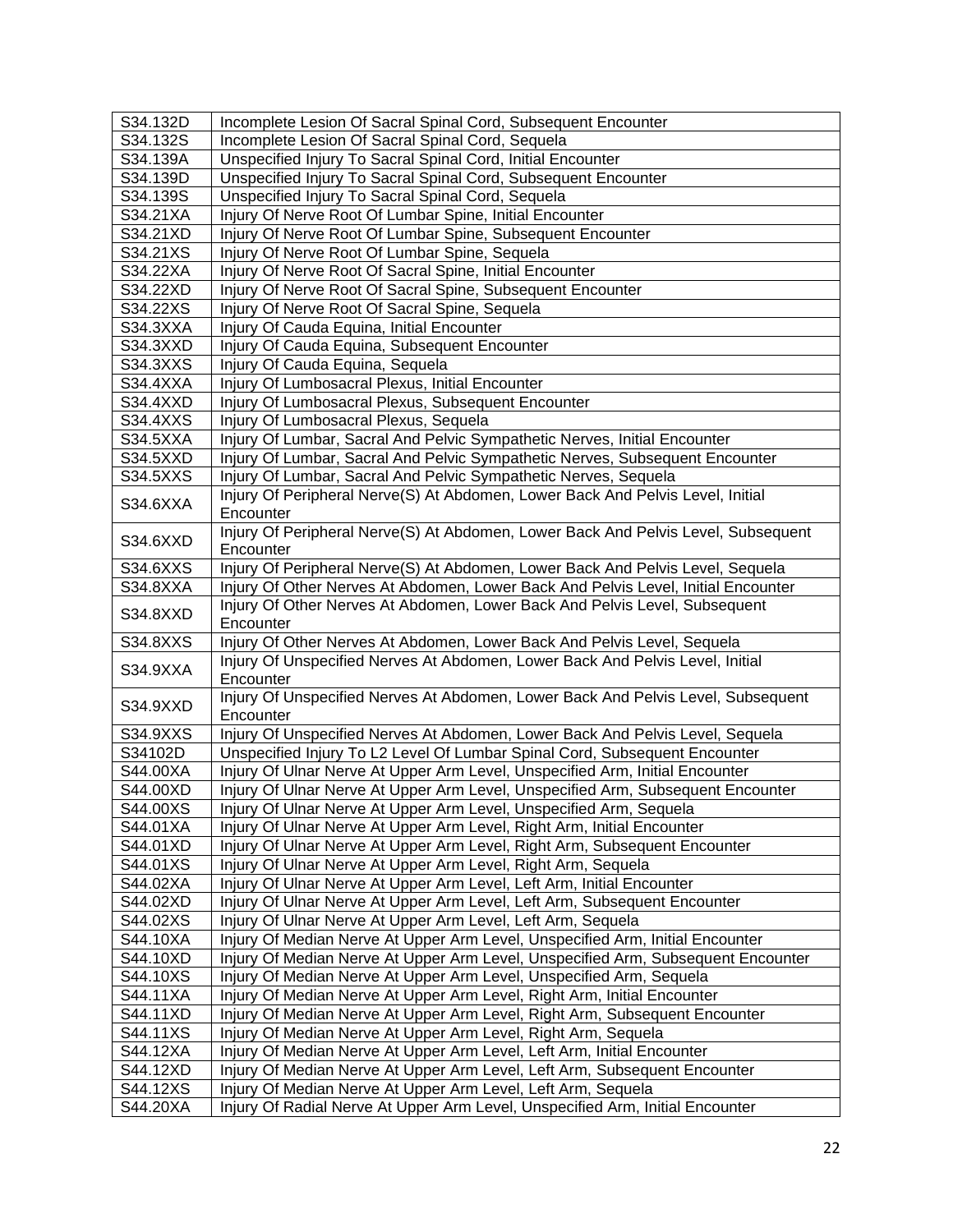| | |
|---|---|
| S34.132D | Incomplete Lesion Of Sacral Spinal Cord, Subsequent Encounter |
| S34.132S | Incomplete Lesion Of Sacral Spinal Cord, Sequela |
| S34.139A | Unspecified Injury To Sacral Spinal Cord, Initial Encounter |
| S34.139D | Unspecified Injury To Sacral Spinal Cord, Subsequent Encounter |
| S34.139S | Unspecified Injury To Sacral Spinal Cord, Sequela |
| S34.21XA | Injury Of Nerve Root Of Lumbar Spine, Initial Encounter |
| S34.21XD | Injury Of Nerve Root Of Lumbar Spine, Subsequent Encounter |
| S34.21XS | Injury Of Nerve Root Of Lumbar Spine, Sequela |
| S34.22XA | Injury Of Nerve Root Of Sacral Spine, Initial Encounter |
| S34.22XD | Injury Of Nerve Root Of Sacral Spine, Subsequent Encounter |
| S34.22XS | Injury Of Nerve Root Of Sacral Spine, Sequela |
| S34.3XXA | Injury Of Cauda Equina, Initial Encounter |
| S34.3XXD | Injury Of Cauda Equina, Subsequent Encounter |
| S34.3XXS | Injury Of Cauda Equina, Sequela |
| S34.4XXA | Injury Of Lumbosacral Plexus, Initial Encounter |
| S34.4XXD | Injury Of Lumbosacral Plexus, Subsequent Encounter |
| S34.4XXS | Injury Of Lumbosacral Plexus, Sequela |
| S34.5XXA | Injury Of Lumbar, Sacral And Pelvic Sympathetic Nerves, Initial Encounter |
| S34.5XXD | Injury Of Lumbar, Sacral And Pelvic Sympathetic Nerves, Subsequent Encounter |
| S34.5XXS | Injury Of Lumbar, Sacral And Pelvic Sympathetic Nerves, Sequela |
| S34.6XXA | Injury Of Peripheral Nerve(S) At Abdomen, Lower Back And Pelvis Level, Initial Encounter |
| S34.6XXD | Injury Of Peripheral Nerve(S) At Abdomen, Lower Back And Pelvis Level, Subsequent Encounter |
| S34.6XXS | Injury Of Peripheral Nerve(S) At Abdomen, Lower Back And Pelvis Level, Sequela |
| S34.8XXA | Injury Of Other Nerves At Abdomen, Lower Back And Pelvis Level, Initial Encounter |
| S34.8XXD | Injury Of Other Nerves At Abdomen, Lower Back And Pelvis Level, Subsequent Encounter |
| S34.8XXS | Injury Of Other Nerves At Abdomen, Lower Back And Pelvis Level, Sequela |
| S34.9XXA | Injury Of Unspecified Nerves At Abdomen, Lower Back And Pelvis Level, Initial Encounter |
| S34.9XXD | Injury Of Unspecified Nerves At Abdomen, Lower Back And Pelvis Level, Subsequent Encounter |
| S34.9XXS | Injury Of Unspecified Nerves At Abdomen, Lower Back And Pelvis Level, Sequela |
| S34102D | Unspecified Injury To L2 Level Of Lumbar Spinal Cord, Subsequent Encounter |
| S44.00XA | Injury Of Ulnar Nerve At Upper Arm Level, Unspecified Arm, Initial Encounter |
| S44.00XD | Injury Of Ulnar Nerve At Upper Arm Level, Unspecified Arm, Subsequent Encounter |
| S44.00XS | Injury Of Ulnar Nerve At Upper Arm Level, Unspecified Arm, Sequela |
| S44.01XA | Injury Of Ulnar Nerve At Upper Arm Level, Right Arm, Initial Encounter |
| S44.01XD | Injury Of Ulnar Nerve At Upper Arm Level, Right Arm, Subsequent Encounter |
| S44.01XS | Injury Of Ulnar Nerve At Upper Arm Level, Right Arm, Sequela |
| S44.02XA | Injury Of Ulnar Nerve At Upper Arm Level, Left Arm, Initial Encounter |
| S44.02XD | Injury Of Ulnar Nerve At Upper Arm Level, Left Arm, Subsequent Encounter |
| S44.02XS | Injury Of Ulnar Nerve At Upper Arm Level, Left Arm, Sequela |
| S44.10XA | Injury Of Median Nerve At Upper Arm Level, Unspecified Arm, Initial Encounter |
| S44.10XD | Injury Of Median Nerve At Upper Arm Level, Unspecified Arm, Subsequent Encounter |
| S44.10XS | Injury Of Median Nerve At Upper Arm Level, Unspecified Arm, Sequela |
| S44.11XA | Injury Of Median Nerve At Upper Arm Level, Right Arm, Initial Encounter |
| S44.11XD | Injury Of Median Nerve At Upper Arm Level, Right Arm, Subsequent Encounter |
| S44.11XS | Injury Of Median Nerve At Upper Arm Level, Right Arm, Sequela |
| S44.12XA | Injury Of Median Nerve At Upper Arm Level, Left Arm, Initial Encounter |
| S44.12XD | Injury Of Median Nerve At Upper Arm Level, Left Arm, Subsequent Encounter |
| S44.12XS | Injury Of Median Nerve At Upper Arm Level, Left Arm, Sequela |
| S44.20XA | Injury Of Radial Nerve At Upper Arm Level, Unspecified Arm, Initial Encounter |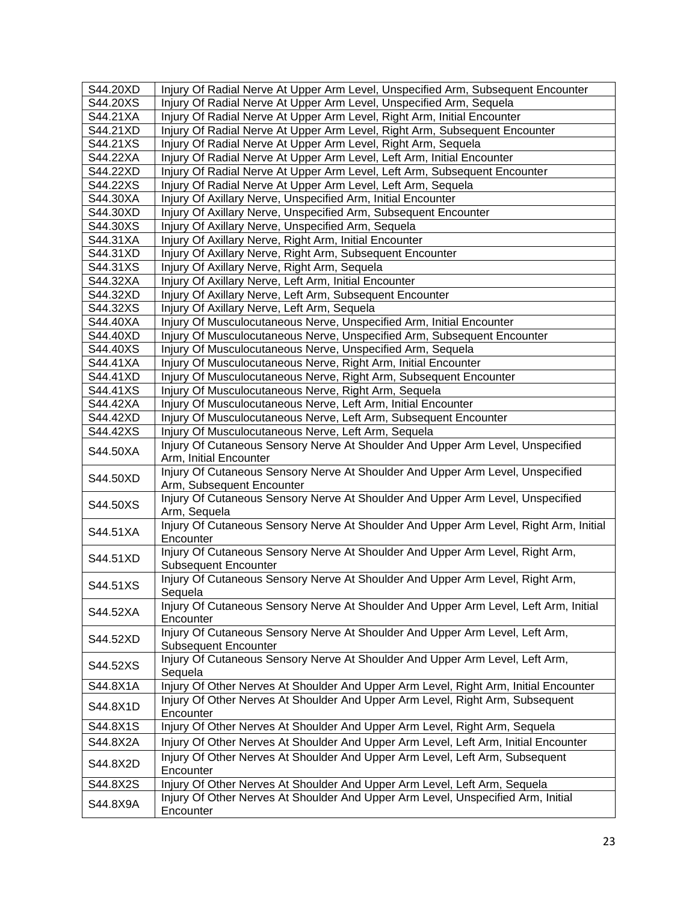| S44.20XD | Injury Of Radial Nerve At Upper Arm Level, Unspecified Arm, Subsequent Encounter |
|---|---|
| S44.20XS | Injury Of Radial Nerve At Upper Arm Level, Unspecified Arm, Sequela |
| S44.21XA | Injury Of Radial Nerve At Upper Arm Level, Right Arm, Initial Encounter |
| S44.21XD | Injury Of Radial Nerve At Upper Arm Level, Right Arm, Subsequent Encounter |
| S44.21XS | Injury Of Radial Nerve At Upper Arm Level, Right Arm, Sequela |
| S44.22XA | Injury Of Radial Nerve At Upper Arm Level, Left Arm, Initial Encounter |
| S44.22XD | Injury Of Radial Nerve At Upper Arm Level, Left Arm, Subsequent Encounter |
| S44.22XS | Injury Of Radial Nerve At Upper Arm Level, Left Arm, Sequela |
| S44.30XA | Injury Of Axillary Nerve, Unspecified Arm, Initial Encounter |
| S44.30XD | Injury Of Axillary Nerve, Unspecified Arm, Subsequent Encounter |
| S44.30XS | Injury Of Axillary Nerve, Unspecified Arm, Sequela |
| S44.31XA | Injury Of Axillary Nerve, Right Arm, Initial Encounter |
| S44.31XD | Injury Of Axillary Nerve, Right Arm, Subsequent Encounter |
| S44.31XS | Injury Of Axillary Nerve, Right Arm, Sequela |
| S44.32XA | Injury Of Axillary Nerve, Left Arm, Initial Encounter |
| S44.32XD | Injury Of Axillary Nerve, Left Arm, Subsequent Encounter |
| S44.32XS | Injury Of Axillary Nerve, Left Arm, Sequela |
| S44.40XA | Injury Of Musculocutaneous Nerve, Unspecified Arm, Initial Encounter |
| S44.40XD | Injury Of Musculocutaneous Nerve, Unspecified Arm, Subsequent Encounter |
| S44.40XS | Injury Of Musculocutaneous Nerve, Unspecified Arm, Sequela |
| S44.41XA | Injury Of Musculocutaneous Nerve, Right Arm, Initial Encounter |
| S44.41XD | Injury Of Musculocutaneous Nerve, Right Arm, Subsequent Encounter |
| S44.41XS | Injury Of Musculocutaneous Nerve, Right Arm, Sequela |
| S44.42XA | Injury Of Musculocutaneous Nerve, Left Arm, Initial Encounter |
| S44.42XD | Injury Of Musculocutaneous Nerve, Left Arm, Subsequent Encounter |
| S44.42XS | Injury Of Musculocutaneous Nerve, Left Arm, Sequela |
| S44.50XA | Injury Of Cutaneous Sensory Nerve At Shoulder And Upper Arm Level, Unspecified Arm, Initial Encounter |
| S44.50XD | Injury Of Cutaneous Sensory Nerve At Shoulder And Upper Arm Level, Unspecified Arm, Subsequent Encounter |
| S44.50XS | Injury Of Cutaneous Sensory Nerve At Shoulder And Upper Arm Level, Unspecified Arm, Sequela |
| S44.51XA | Injury Of Cutaneous Sensory Nerve At Shoulder And Upper Arm Level, Right Arm, Initial Encounter |
| S44.51XD | Injury Of Cutaneous Sensory Nerve At Shoulder And Upper Arm Level, Right Arm, Subsequent Encounter |
| S44.51XS | Injury Of Cutaneous Sensory Nerve At Shoulder And Upper Arm Level, Right Arm, Sequela |
| S44.52XA | Injury Of Cutaneous Sensory Nerve At Shoulder And Upper Arm Level, Left Arm, Initial Encounter |
| S44.52XD | Injury Of Cutaneous Sensory Nerve At Shoulder And Upper Arm Level, Left Arm, Subsequent Encounter |
| S44.52XS | Injury Of Cutaneous Sensory Nerve At Shoulder And Upper Arm Level, Left Arm, Sequela |
| S44.8X1A | Injury Of Other Nerves At Shoulder And Upper Arm Level, Right Arm, Initial Encounter |
| S44.8X1D | Injury Of Other Nerves At Shoulder And Upper Arm Level, Right Arm, Subsequent Encounter |
| S44.8X1S | Injury Of Other Nerves At Shoulder And Upper Arm Level, Right Arm, Sequela |
| S44.8X2A | Injury Of Other Nerves At Shoulder And Upper Arm Level, Left Arm, Initial Encounter |
| S44.8X2D | Injury Of Other Nerves At Shoulder And Upper Arm Level, Left Arm, Subsequent Encounter |
| S44.8X2S | Injury Of Other Nerves At Shoulder And Upper Arm Level, Left Arm, Sequela |
| S44.8X9A | Injury Of Other Nerves At Shoulder And Upper Arm Level, Unspecified Arm, Initial Encounter |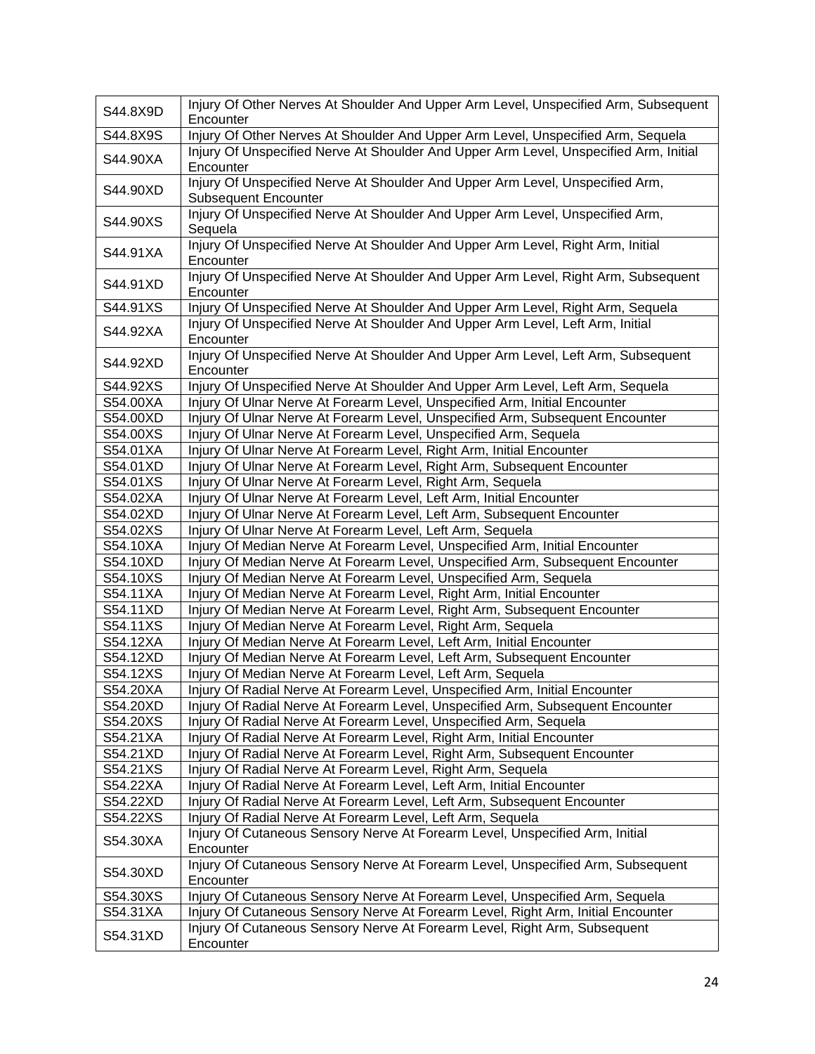| S44.8X9D | Injury Of Other Nerves At Shoulder And Upper Arm Level, Unspecified Arm, Subsequent Encounter |
|---|---|
| S44.8X9S | Injury Of Other Nerves At Shoulder And Upper Arm Level, Unspecified Arm, Sequela |
| S44.90XA | Injury Of Unspecified Nerve At Shoulder And Upper Arm Level, Unspecified Arm, Initial Encounter |
| S44.90XD | Injury Of Unspecified Nerve At Shoulder And Upper Arm Level, Unspecified Arm, Subsequent Encounter |
| S44.90XS | Injury Of Unspecified Nerve At Shoulder And Upper Arm Level, Unspecified Arm, Sequela |
| S44.91XA | Injury Of Unspecified Nerve At Shoulder And Upper Arm Level, Right Arm, Initial Encounter |
| S44.91XD | Injury Of Unspecified Nerve At Shoulder And Upper Arm Level, Right Arm, Subsequent Encounter |
| S44.91XS | Injury Of Unspecified Nerve At Shoulder And Upper Arm Level, Right Arm, Sequela |
| S44.92XA | Injury Of Unspecified Nerve At Shoulder And Upper Arm Level, Left Arm, Initial Encounter |
| S44.92XD | Injury Of Unspecified Nerve At Shoulder And Upper Arm Level, Left Arm, Subsequent Encounter |
| S44.92XS | Injury Of Unspecified Nerve At Shoulder And Upper Arm Level, Left Arm, Sequela |
| S54.00XA | Injury Of Ulnar Nerve At Forearm Level, Unspecified Arm, Initial Encounter |
| S54.00XD | Injury Of Ulnar Nerve At Forearm Level, Unspecified Arm, Subsequent Encounter |
| S54.00XS | Injury Of Ulnar Nerve At Forearm Level, Unspecified Arm, Sequela |
| S54.01XA | Injury Of Ulnar Nerve At Forearm Level, Right Arm, Initial Encounter |
| S54.01XD | Injury Of Ulnar Nerve At Forearm Level, Right Arm, Subsequent Encounter |
| S54.01XS | Injury Of Ulnar Nerve At Forearm Level, Right Arm, Sequela |
| S54.02XA | Injury Of Ulnar Nerve At Forearm Level, Left Arm, Initial Encounter |
| S54.02XD | Injury Of Ulnar Nerve At Forearm Level, Left Arm, Subsequent Encounter |
| S54.02XS | Injury Of Ulnar Nerve At Forearm Level, Left Arm, Sequela |
| S54.10XA | Injury Of Median Nerve At Forearm Level, Unspecified Arm, Initial Encounter |
| S54.10XD | Injury Of Median Nerve At Forearm Level, Unspecified Arm, Subsequent Encounter |
| S54.10XS | Injury Of Median Nerve At Forearm Level, Unspecified Arm, Sequela |
| S54.11XA | Injury Of Median Nerve At Forearm Level, Right Arm, Initial Encounter |
| S54.11XD | Injury Of Median Nerve At Forearm Level, Right Arm, Subsequent Encounter |
| S54.11XS | Injury Of Median Nerve At Forearm Level, Right Arm, Sequela |
| S54.12XA | Injury Of Median Nerve At Forearm Level, Left Arm, Initial Encounter |
| S54.12XD | Injury Of Median Nerve At Forearm Level, Left Arm, Subsequent Encounter |
| S54.12XS | Injury Of Median Nerve At Forearm Level, Left Arm, Sequela |
| S54.20XA | Injury Of Radial Nerve At Forearm Level, Unspecified Arm, Initial Encounter |
| S54.20XD | Injury Of Radial Nerve At Forearm Level, Unspecified Arm, Subsequent Encounter |
| S54.20XS | Injury Of Radial Nerve At Forearm Level, Unspecified Arm, Sequela |
| S54.21XA | Injury Of Radial Nerve At Forearm Level, Right Arm, Initial Encounter |
| S54.21XD | Injury Of Radial Nerve At Forearm Level, Right Arm, Subsequent Encounter |
| S54.21XS | Injury Of Radial Nerve At Forearm Level, Right Arm, Sequela |
| S54.22XA | Injury Of Radial Nerve At Forearm Level, Left Arm, Initial Encounter |
| S54.22XD | Injury Of Radial Nerve At Forearm Level, Left Arm, Subsequent Encounter |
| S54.22XS | Injury Of Radial Nerve At Forearm Level, Left Arm, Sequela |
| S54.30XA | Injury Of Cutaneous Sensory Nerve At Forearm Level, Unspecified Arm, Initial Encounter |
| S54.30XD | Injury Of Cutaneous Sensory Nerve At Forearm Level, Unspecified Arm, Subsequent Encounter |
| S54.30XS | Injury Of Cutaneous Sensory Nerve At Forearm Level, Unspecified Arm, Sequela |
| S54.31XA | Injury Of Cutaneous Sensory Nerve At Forearm Level, Right Arm, Initial Encounter |
| S54.31XD | Injury Of Cutaneous Sensory Nerve At Forearm Level, Right Arm, Subsequent Encounter |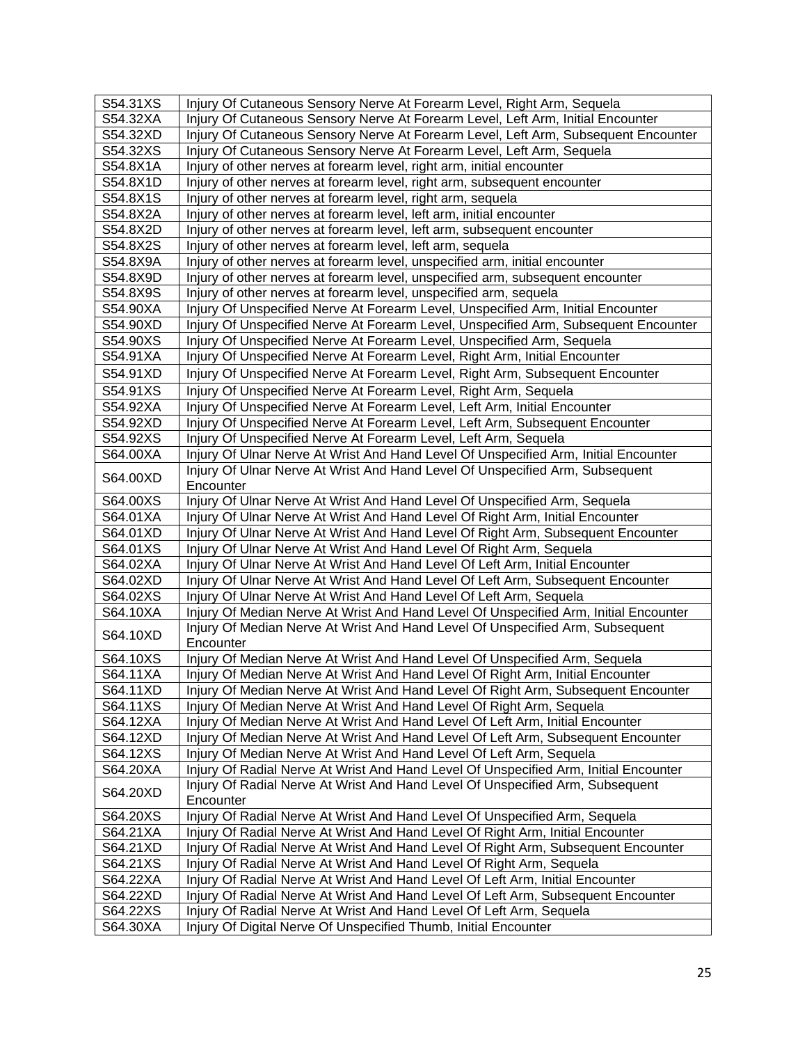| S54.31XS | Injury Of Cutaneous Sensory Nerve At Forearm Level, Right Arm, Sequela |
|---|---|
| S54.32XA | Injury Of Cutaneous Sensory Nerve At Forearm Level, Left Arm, Initial Encounter |
| S54.32XD | Injury Of Cutaneous Sensory Nerve At Forearm Level, Left Arm, Subsequent Encounter |
| S54.32XS | Injury Of Cutaneous Sensory Nerve At Forearm Level, Left Arm, Sequela |
| S54.8X1A | Injury of other nerves at forearm level, right arm, initial encounter |
| S54.8X1D | Injury of other nerves at forearm level, right arm, subsequent encounter |
| S54.8X1S | Injury of other nerves at forearm level, right arm, sequela |
| S54.8X2A | Injury of other nerves at forearm level, left arm, initial encounter |
| S54.8X2D | Injury of other nerves at forearm level, left arm, subsequent encounter |
| S54.8X2S | Injury of other nerves at forearm level, left arm, sequela |
| S54.8X9A | Injury of other nerves at forearm level, unspecified arm, initial encounter |
| S54.8X9D | Injury of other nerves at forearm level, unspecified arm, subsequent encounter |
| S54.8X9S | Injury of other nerves at forearm level, unspecified arm, sequela |
| S54.90XA | Injury Of Unspecified Nerve At Forearm Level, Unspecified Arm, Initial Encounter |
| S54.90XD | Injury Of Unspecified Nerve At Forearm Level, Unspecified Arm, Subsequent Encounter |
| S54.90XS | Injury Of Unspecified Nerve At Forearm Level, Unspecified Arm, Sequela |
| S54.91XA | Injury Of Unspecified Nerve At Forearm Level, Right Arm, Initial Encounter |
| S54.91XD | Injury Of Unspecified Nerve At Forearm Level, Right Arm, Subsequent Encounter |
| S54.91XS | Injury Of Unspecified Nerve At Forearm Level, Right Arm, Sequela |
| S54.92XA | Injury Of Unspecified Nerve At Forearm Level, Left Arm, Initial Encounter |
| S54.92XD | Injury Of Unspecified Nerve At Forearm Level, Left Arm, Subsequent Encounter |
| S54.92XS | Injury Of Unspecified Nerve At Forearm Level, Left Arm, Sequela |
| S64.00XA | Injury Of Ulnar Nerve At Wrist And Hand Level Of Unspecified Arm, Initial Encounter |
| S64.00XD | Injury Of Ulnar Nerve At Wrist And Hand Level Of Unspecified Arm, Subsequent Encounter |
| S64.00XS | Injury Of Ulnar Nerve At Wrist And Hand Level Of Unspecified Arm, Sequela |
| S64.01XA | Injury Of Ulnar Nerve At Wrist And Hand Level Of Right Arm, Initial Encounter |
| S64.01XD | Injury Of Ulnar Nerve At Wrist And Hand Level Of Right Arm, Subsequent Encounter |
| S64.01XS | Injury Of Ulnar Nerve At Wrist And Hand Level Of Right Arm, Sequela |
| S64.02XA | Injury Of Ulnar Nerve At Wrist And Hand Level Of Left Arm, Initial Encounter |
| S64.02XD | Injury Of Ulnar Nerve At Wrist And Hand Level Of Left Arm, Subsequent Encounter |
| S64.02XS | Injury Of Ulnar Nerve At Wrist And Hand Level Of Left Arm, Sequela |
| S64.10XA | Injury Of Median Nerve At Wrist And Hand Level Of Unspecified Arm, Initial Encounter |
| S64.10XD | Injury Of Median Nerve At Wrist And Hand Level Of Unspecified Arm, Subsequent Encounter |
| S64.10XS | Injury Of Median Nerve At Wrist And Hand Level Of Unspecified Arm, Sequela |
| S64.11XA | Injury Of Median Nerve At Wrist And Hand Level Of Right Arm, Initial Encounter |
| S64.11XD | Injury Of Median Nerve At Wrist And Hand Level Of Right Arm, Subsequent Encounter |
| S64.11XS | Injury Of Median Nerve At Wrist And Hand Level Of Right Arm, Sequela |
| S64.12XA | Injury Of Median Nerve At Wrist And Hand Level Of Left Arm, Initial Encounter |
| S64.12XD | Injury Of Median Nerve At Wrist And Hand Level Of Left Arm, Subsequent Encounter |
| S64.12XS | Injury Of Median Nerve At Wrist And Hand Level Of Left Arm, Sequela |
| S64.20XA | Injury Of Radial Nerve At Wrist And Hand Level Of Unspecified Arm, Initial Encounter |
| S64.20XD | Injury Of Radial Nerve At Wrist And Hand Level Of Unspecified Arm, Subsequent Encounter |
| S64.20XS | Injury Of Radial Nerve At Wrist And Hand Level Of Unspecified Arm, Sequela |
| S64.21XA | Injury Of Radial Nerve At Wrist And Hand Level Of Right Arm, Initial Encounter |
| S64.21XD | Injury Of Radial Nerve At Wrist And Hand Level Of Right Arm, Subsequent Encounter |
| S64.21XS | Injury Of Radial Nerve At Wrist And Hand Level Of Right Arm, Sequela |
| S64.22XA | Injury Of Radial Nerve At Wrist And Hand Level Of Left Arm, Initial Encounter |
| S64.22XD | Injury Of Radial Nerve At Wrist And Hand Level Of Left Arm, Subsequent Encounter |
| S64.22XS | Injury Of Radial Nerve At Wrist And Hand Level Of Left Arm, Sequela |
| S64.30XA | Injury Of Digital Nerve Of Unspecified Thumb, Initial Encounter |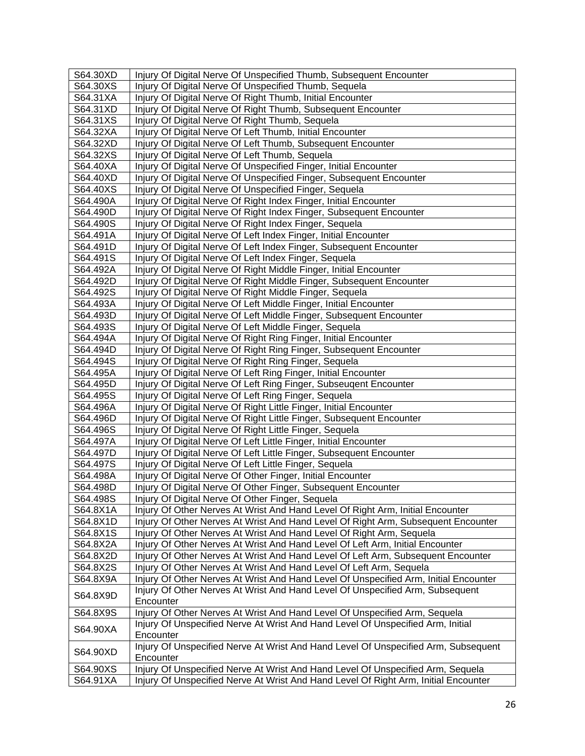| | |
|---|---|
| S64.30XD | Injury Of Digital Nerve Of Unspecified Thumb, Subsequent Encounter |
| S64.30XS | Injury Of Digital Nerve Of Unspecified Thumb, Sequela |
| S64.31XA | Injury Of Digital Nerve Of Right Thumb, Initial Encounter |
| S64.31XD | Injury Of Digital Nerve Of Right Thumb, Subsequent Encounter |
| S64.31XS | Injury Of Digital Nerve Of Right Thumb, Sequela |
| S64.32XA | Injury Of Digital Nerve Of Left Thumb, Initial Encounter |
| S64.32XD | Injury Of Digital Nerve Of Left Thumb, Subsequent Encounter |
| S64.32XS | Injury Of Digital Nerve Of Left Thumb, Sequela |
| S64.40XA | Injury Of Digital Nerve Of Unspecified Finger, Initial Encounter |
| S64.40XD | Injury Of Digital Nerve Of Unspecified Finger, Subsequent Encounter |
| S64.40XS | Injury Of Digital Nerve Of Unspecified Finger, Sequela |
| S64.490A | Injury Of Digital Nerve Of Right Index Finger, Initial Encounter |
| S64.490D | Injury Of Digital Nerve Of Right Index Finger, Subsequent Encounter |
| S64.490S | Injury Of Digital Nerve Of Right Index Finger, Sequela |
| S64.491A | Injury Of Digital Nerve Of Left Index Finger, Initial Encounter |
| S64.491D | Injury Of Digital Nerve Of Left Index Finger, Subsequent Encounter |
| S64.491S | Injury Of Digital Nerve Of Left Index Finger, Sequela |
| S64.492A | Injury Of Digital Nerve Of Right Middle Finger, Initial Encounter |
| S64.492D | Injury Of Digital Nerve Of Right Middle Finger, Subsequent Encounter |
| S64.492S | Injury Of Digital Nerve Of Right Middle Finger, Sequela |
| S64.493A | Injury Of Digital Nerve Of Left Middle Finger, Initial Encounter |
| S64.493D | Injury Of Digital Nerve Of Left Middle Finger, Subsequent Encounter |
| S64.493S | Injury Of Digital Nerve Of Left Middle Finger, Sequela |
| S64.494A | Injury Of Digital Nerve Of Right Ring Finger, Initial Encounter |
| S64.494D | Injury Of Digital Nerve Of Right Ring Finger, Subsequent Encounter |
| S64.494S | Injury Of Digital Nerve Of Right Ring Finger, Sequela |
| S64.495A | Injury Of Digital Nerve Of Left Ring Finger, Initial Encounter |
| S64.495D | Injury Of Digital Nerve Of Left Ring Finger, Subseuqent Encounter |
| S64.495S | Injury Of Digital Nerve Of Left Ring Finger, Sequela |
| S64.496A | Injury Of Digital Nerve Of Right Little Finger, Initial Encounter |
| S64.496D | Injury Of Digital Nerve Of Right Little Finger, Subsequent Encounter |
| S64.496S | Injury Of Digital Nerve Of Right Little Finger, Sequela |
| S64.497A | Injury Of Digital Nerve Of Left Little Finger, Initial Encounter |
| S64.497D | Injury Of Digital Nerve Of Left Little Finger, Subsequent Encounter |
| S64.497S | Injury Of Digital Nerve Of Left Little Finger, Sequela |
| S64.498A | Injury Of Digital Nerve Of Other Finger, Initial Encounter |
| S64.498D | Injury Of Digital Nerve Of Other Finger, Subsequent Encounter |
| S64.498S | Injury Of Digital Nerve Of Other Finger, Sequela |
| S64.8X1A | Injury Of Other Nerves At Wrist And Hand Level Of Right Arm, Initial Encounter |
| S64.8X1D | Injury Of Other Nerves At Wrist And Hand Level Of Right Arm, Subsequent Encounter |
| S64.8X1S | Injury Of Other Nerves At Wrist And Hand Level Of Right Arm, Sequela |
| S64.8X2A | Injury Of Other Nerves At Wrist And Hand Level Of Left Arm, Initial Encounter |
| S64.8X2D | Injury Of Other Nerves At Wrist And Hand Level Of Left Arm, Subsequent Encounter |
| S64.8X2S | Injury Of Other Nerves At Wrist And Hand Level Of Left Arm, Sequela |
| S64.8X9A | Injury Of Other Nerves At Wrist And Hand Level Of Unspecified Arm, Initial Encounter |
| S64.8X9D | Injury Of Other Nerves At Wrist And Hand Level Of Unspecified Arm, Subsequent Encounter |
| S64.8X9S | Injury Of Other Nerves At Wrist And Hand Level Of Unspecified Arm, Sequela |
| S64.90XA | Injury Of Unspecified Nerve At Wrist And Hand Level Of Unspecified Arm, Initial Encounter |
| S64.90XD | Injury Of Unspecified Nerve At Wrist And Hand Level Of Unspecified Arm, Subsequent Encounter |
| S64.90XS | Injury Of Unspecified Nerve At Wrist And Hand Level Of Unspecified Arm, Sequela |
| S64.91XA | Injury Of Unspecified Nerve At Wrist And Hand Level Of Right Arm, Initial Encounter |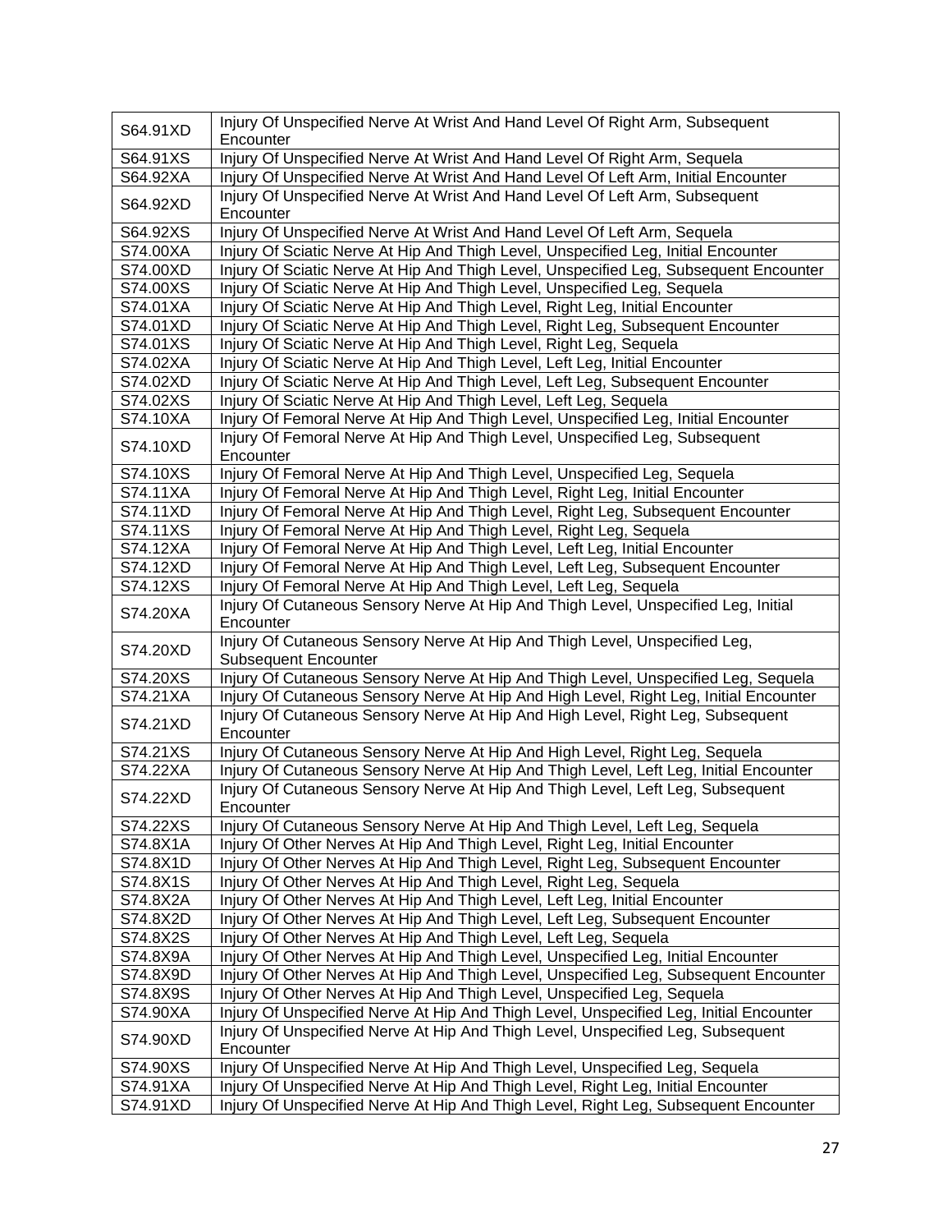| S64.91XD | Injury Of Unspecified Nerve At Wrist And Hand Level Of Right Arm, Subsequent Encounter |
|---|---|
| S64.91XS | Injury Of Unspecified Nerve At Wrist And Hand Level Of Right Arm, Sequela |
| S64.92XA | Injury Of Unspecified Nerve At Wrist And Hand Level Of Left Arm, Initial Encounter |
| S64.92XD | Injury Of Unspecified Nerve At Wrist And Hand Level Of Left Arm, Subsequent Encounter |
| S64.92XS | Injury Of Unspecified Nerve At Wrist And Hand Level Of Left Arm, Sequela |
| S74.00XA | Injury Of Sciatic Nerve At Hip And Thigh Level, Unspecified Leg, Initial Encounter |
| S74.00XD | Injury Of Sciatic Nerve At Hip And Thigh Level, Unspecified Leg, Subsequent Encounter |
| S74.00XS | Injury Of Sciatic Nerve At Hip And Thigh Level, Unspecified Leg, Sequela |
| S74.01XA | Injury Of Sciatic Nerve At Hip And Thigh Level, Right Leg, Initial Encounter |
| S74.01XD | Injury Of Sciatic Nerve At Hip And Thigh Level, Right Leg, Subsequent Encounter |
| S74.01XS | Injury Of Sciatic Nerve At Hip And Thigh Level, Right Leg, Sequela |
| S74.02XA | Injury Of Sciatic Nerve At Hip And Thigh Level, Left Leg, Initial Encounter |
| S74.02XD | Injury Of Sciatic Nerve At Hip And Thigh Level, Left Leg, Subsequent Encounter |
| S74.02XS | Injury Of Sciatic Nerve At Hip And Thigh Level, Left Leg, Sequela |
| S74.10XA | Injury Of Femoral Nerve At Hip And Thigh Level, Unspecified Leg, Initial Encounter |
| S74.10XD | Injury Of Femoral Nerve At Hip And Thigh Level, Unspecified Leg, Subsequent Encounter |
| S74.10XS | Injury Of Femoral Nerve At Hip And Thigh Level, Unspecified Leg, Sequela |
| S74.11XA | Injury Of Femoral Nerve At Hip And Thigh Level, Right Leg, Initial Encounter |
| S74.11XD | Injury Of Femoral Nerve At Hip And Thigh Level, Right Leg, Subsequent Encounter |
| S74.11XS | Injury Of Femoral Nerve At Hip And Thigh Level, Right Leg, Sequela |
| S74.12XA | Injury Of Femoral Nerve At Hip And Thigh Level, Left Leg, Initial Encounter |
| S74.12XD | Injury Of Femoral Nerve At Hip And Thigh Level, Left Leg, Subsequent Encounter |
| S74.12XS | Injury Of Femoral Nerve At Hip And Thigh Level, Left Leg, Sequela |
| S74.20XA | Injury Of Cutaneous Sensory Nerve At Hip And Thigh Level, Unspecified Leg, Initial Encounter |
| S74.20XD | Injury Of Cutaneous Sensory Nerve At Hip And Thigh Level, Unspecified Leg, Subsequent Encounter |
| S74.20XS | Injury Of Cutaneous Sensory Nerve At Hip And Thigh Level, Unspecified Leg, Sequela |
| S74.21XA | Injury Of Cutaneous Sensory Nerve At Hip And High Level, Right Leg, Initial Encounter |
| S74.21XD | Injury Of Cutaneous Sensory Nerve At Hip And High Level, Right Leg, Subsequent Encounter |
| S74.21XS | Injury Of Cutaneous Sensory Nerve At Hip And High Level, Right Leg, Sequela |
| S74.22XA | Injury Of Cutaneous Sensory Nerve At Hip And Thigh Level, Left Leg, Initial Encounter |
| S74.22XD | Injury Of Cutaneous Sensory Nerve At Hip And Thigh Level, Left Leg, Subsequent Encounter |
| S74.22XS | Injury Of Cutaneous Sensory Nerve At Hip And Thigh Level, Left Leg, Sequela |
| S74.8X1A | Injury Of Other Nerves At Hip And Thigh Level, Right Leg, Initial Encounter |
| S74.8X1D | Injury Of Other Nerves At Hip And Thigh Level, Right Leg, Subsequent Encounter |
| S74.8X1S | Injury Of Other Nerves At Hip And Thigh Level, Right Leg, Sequela |
| S74.8X2A | Injury Of Other Nerves At Hip And Thigh Level, Left Leg, Initial Encounter |
| S74.8X2D | Injury Of Other Nerves At Hip And Thigh Level, Left Leg, Subsequent Encounter |
| S74.8X2S | Injury Of Other Nerves At Hip And Thigh Level, Left Leg, Sequela |
| S74.8X9A | Injury Of Other Nerves At Hip And Thigh Level, Unspecified Leg, Initial Encounter |
| S74.8X9D | Injury Of Other Nerves At Hip And Thigh Level, Unspecified Leg, Subsequent Encounter |
| S74.8X9S | Injury Of Other Nerves At Hip And Thigh Level, Unspecified Leg, Sequela |
| S74.90XA | Injury Of Unspecified Nerve At Hip And Thigh Level, Unspecified Leg, Initial Encounter |
| S74.90XD | Injury Of Unspecified Nerve At Hip And Thigh Level, Unspecified Leg, Subsequent Encounter |
| S74.90XS | Injury Of Unspecified Nerve At Hip And Thigh Level, Unspecified Leg, Sequela |
| S74.91XA | Injury Of Unspecified Nerve At Hip And Thigh Level, Right Leg, Initial Encounter |
| S74.91XD | Injury Of Unspecified Nerve At Hip And Thigh Level, Right Leg, Subsequent Encounter |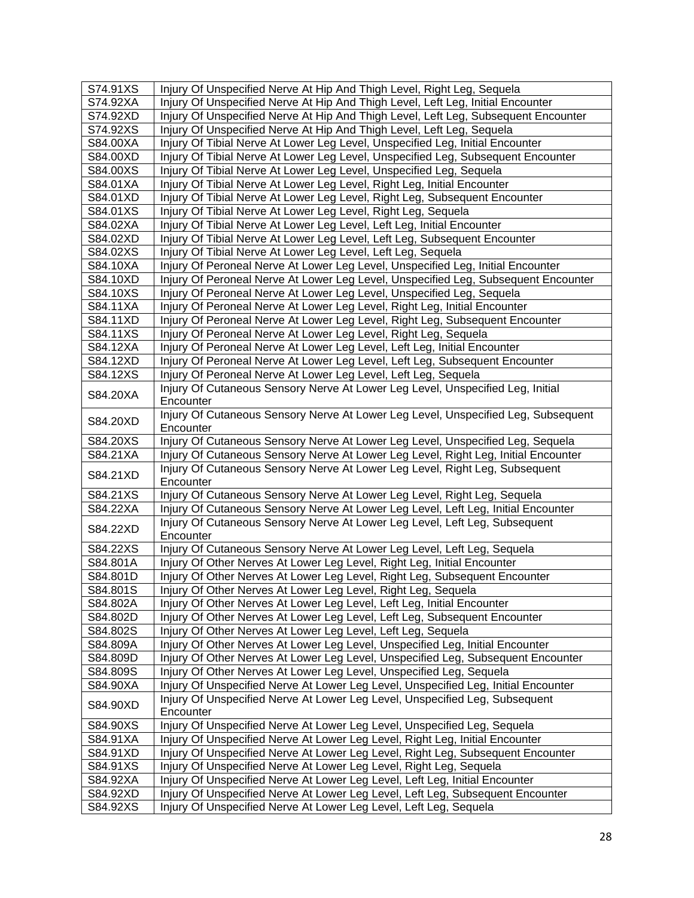| S74.91XS | Injury Of Unspecified Nerve At Hip And Thigh Level, Right Leg, Sequela |
|---|---|
| S74.92XA | Injury Of Unspecified Nerve At Hip And Thigh Level, Left Leg, Initial Encounter |
| S74.92XD | Injury Of Unspecified Nerve At Hip And Thigh Level, Left Leg, Subsequent Encounter |
| S74.92XS | Injury Of Unspecified Nerve At Hip And Thigh Level, Left Leg, Sequela |
| S84.00XA | Injury Of Tibial Nerve At Lower Leg Level, Unspecified Leg, Initial Encounter |
| S84.00XD | Injury Of Tibial Nerve At Lower Leg Level, Unspecified Leg, Subsequent Encounter |
| S84.00XS | Injury Of Tibial Nerve At Lower Leg Level, Unspecified Leg, Sequela |
| S84.01XA | Injury Of Tibial Nerve At Lower Leg Level, Right Leg, Initial Encounter |
| S84.01XD | Injury Of Tibial Nerve At Lower Leg Level, Right Leg, Subsequent Encounter |
| S84.01XS | Injury Of Tibial Nerve At Lower Leg Level, Right Leg, Sequela |
| S84.02XA | Injury Of Tibial Nerve At Lower Leg Level, Left Leg, Initial Encounter |
| S84.02XD | Injury Of Tibial Nerve At Lower Leg Level, Left Leg, Subsequent Encounter |
| S84.02XS | Injury Of Tibial Nerve At Lower Leg Level, Left Leg, Sequela |
| S84.10XA | Injury Of Peroneal Nerve At Lower Leg Level, Unspecified Leg, Initial Encounter |
| S84.10XD | Injury Of Peroneal Nerve At Lower Leg Level, Unspecified Leg, Subsequent Encounter |
| S84.10XS | Injury Of Peroneal Nerve At Lower Leg Level, Unspecified Leg, Sequela |
| S84.11XA | Injury Of Peroneal Nerve At Lower Leg Level, Right Leg, Initial Encounter |
| S84.11XD | Injury Of Peroneal Nerve At Lower Leg Level, Right Leg, Subsequent Encounter |
| S84.11XS | Injury Of Peroneal Nerve At Lower Leg Level, Right Leg, Sequela |
| S84.12XA | Injury Of Peroneal Nerve At Lower Leg Level, Left Leg, Initial Encounter |
| S84.12XD | Injury Of Peroneal Nerve At Lower Leg Level, Left Leg, Subsequent Encounter |
| S84.12XS | Injury Of Peroneal Nerve At Lower Leg Level, Left Leg, Sequela |
| S84.20XA | Injury Of Cutaneous Sensory Nerve At Lower Leg Level, Unspecified Leg, Initial Encounter |
| S84.20XD | Injury Of Cutaneous Sensory Nerve At Lower Leg Level, Unspecified Leg, Subsequent Encounter |
| S84.20XS | Injury Of Cutaneous Sensory Nerve At Lower Leg Level, Unspecified Leg, Sequela |
| S84.21XA | Injury Of Cutaneous Sensory Nerve At Lower Leg Level, Right Leg, Initial Encounter |
| S84.21XD | Injury Of Cutaneous Sensory Nerve At Lower Leg Level, Right Leg, Subsequent Encounter |
| S84.21XS | Injury Of Cutaneous Sensory Nerve At Lower Leg Level, Right Leg, Sequela |
| S84.22XA | Injury Of Cutaneous Sensory Nerve At Lower Leg Level, Left Leg, Initial Encounter |
| S84.22XD | Injury Of Cutaneous Sensory Nerve At Lower Leg Level, Left Leg, Subsequent Encounter |
| S84.22XS | Injury Of Cutaneous Sensory Nerve At Lower Leg Level, Left Leg, Sequela |
| S84.801A | Injury Of Other Nerves At Lower Leg Level, Right Leg, Initial Encounter |
| S84.801D | Injury Of Other Nerves At Lower Leg Level, Right Leg, Subsequent Encounter |
| S84.801S | Injury Of Other Nerves At Lower Leg Level, Right Leg, Sequela |
| S84.802A | Injury Of Other Nerves At Lower Leg Level, Left Leg, Initial Encounter |
| S84.802D | Injury Of Other Nerves At Lower Leg Level, Left Leg, Subsequent Encounter |
| S84.802S | Injury Of Other Nerves At Lower Leg Level, Left Leg, Sequela |
| S84.809A | Injury Of Other Nerves At Lower Leg Level, Unspecified Leg, Initial Encounter |
| S84.809D | Injury Of Other Nerves At Lower Leg Level, Unspecified Leg, Subsequent Encounter |
| S84.809S | Injury Of Other Nerves At Lower Leg Level, Unspecified Leg, Sequela |
| S84.90XA | Injury Of Unspecified Nerve At Lower Leg Level, Unspecified Leg, Initial Encounter |
| S84.90XD | Injury Of Unspecified Nerve At Lower Leg Level, Unspecified Leg, Subsequent Encounter |
| S84.90XS | Injury Of Unspecified Nerve At Lower Leg Level, Unspecified Leg, Sequela |
| S84.91XA | Injury Of Unspecified Nerve At Lower Leg Level, Right Leg, Initial Encounter |
| S84.91XD | Injury Of Unspecified Nerve At Lower Leg Level, Right Leg, Subsequent Encounter |
| S84.91XS | Injury Of Unspecified Nerve At Lower Leg Level, Right Leg, Sequela |
| S84.92XA | Injury Of Unspecified Nerve At Lower Leg Level, Left Leg, Initial Encounter |
| S84.92XD | Injury Of Unspecified Nerve At Lower Leg Level, Left Leg, Subsequent Encounter |
| S84.92XS | Injury Of Unspecified Nerve At Lower Leg Level, Left Leg, Sequela |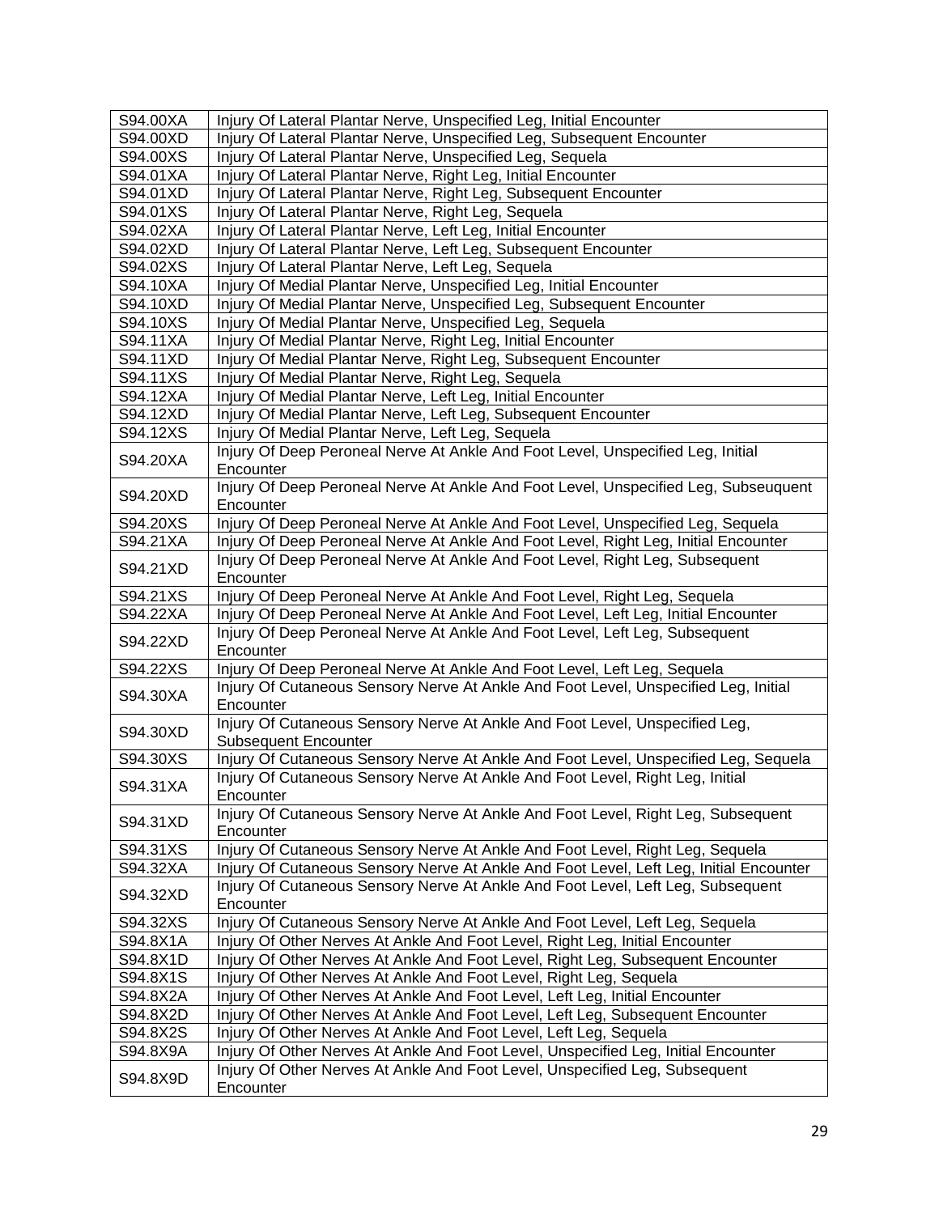| S94.00XA | Injury Of Lateral Plantar Nerve, Unspecified Leg, Initial Encounter |
|---|---|
| S94.00XD | Injury Of Lateral Plantar Nerve, Unspecified Leg, Subsequent Encounter |
| S94.00XS | Injury Of Lateral Plantar Nerve, Unspecified Leg, Sequela |
| S94.01XA | Injury Of Lateral Plantar Nerve, Right Leg, Initial Encounter |
| S94.01XD | Injury Of Lateral Plantar Nerve, Right Leg, Subsequent Encounter |
| S94.01XS | Injury Of Lateral Plantar Nerve, Right Leg, Sequela |
| S94.02XA | Injury Of Lateral Plantar Nerve, Left Leg, Initial Encounter |
| S94.02XD | Injury Of Lateral Plantar Nerve, Left Leg, Subsequent Encounter |
| S94.02XS | Injury Of Lateral Plantar Nerve, Left Leg, Sequela |
| S94.10XA | Injury Of Medial Plantar Nerve, Unspecified Leg, Initial Encounter |
| S94.10XD | Injury Of Medial Plantar Nerve, Unspecified Leg, Subsequent Encounter |
| S94.10XS | Injury Of Medial Plantar Nerve, Unspecified Leg, Sequela |
| S94.11XA | Injury Of Medial Plantar Nerve, Right Leg, Initial Encounter |
| S94.11XD | Injury Of Medial Plantar Nerve, Right Leg, Subsequent Encounter |
| S94.11XS | Injury Of Medial Plantar Nerve, Right Leg, Sequela |
| S94.12XA | Injury Of Medial Plantar Nerve, Left Leg, Initial Encounter |
| S94.12XD | Injury Of Medial Plantar Nerve, Left Leg, Subsequent Encounter |
| S94.12XS | Injury Of Medial Plantar Nerve, Left Leg, Sequela |
| S94.20XA | Injury Of Deep Peroneal Nerve At Ankle And Foot Level, Unspecified Leg, Initial Encounter |
| S94.20XD | Injury Of Deep Peroneal Nerve At Ankle And Foot Level, Unspecified Leg, Subseuquent Encounter |
| S94.20XS | Injury Of Deep Peroneal Nerve At Ankle And Foot Level, Unspecified Leg, Sequela |
| S94.21XA | Injury Of Deep Peroneal Nerve At Ankle And Foot Level, Right Leg, Initial Encounter |
| S94.21XD | Injury Of Deep Peroneal Nerve At Ankle And Foot Level, Right Leg, Subsequent Encounter |
| S94.21XS | Injury Of Deep Peroneal Nerve At Ankle And Foot Level, Right Leg, Sequela |
| S94.22XA | Injury Of Deep Peroneal Nerve At Ankle And Foot Level, Left Leg, Initial Encounter |
| S94.22XD | Injury Of Deep Peroneal Nerve At Ankle And Foot Level, Left Leg, Subsequent Encounter |
| S94.22XS | Injury Of Deep Peroneal Nerve At Ankle And Foot Level, Left Leg, Sequela |
| S94.30XA | Injury Of Cutaneous Sensory Nerve At Ankle And Foot Level, Unspecified Leg, Initial Encounter |
| S94.30XD | Injury Of Cutaneous Sensory Nerve At Ankle And Foot Level, Unspecified Leg, Subsequent Encounter |
| S94.30XS | Injury Of Cutaneous Sensory Nerve At Ankle And Foot Level, Unspecified Leg, Sequela |
| S94.31XA | Injury Of Cutaneous Sensory Nerve At Ankle And Foot Level, Right Leg, Initial Encounter |
| S94.31XD | Injury Of Cutaneous Sensory Nerve At Ankle And Foot Level, Right Leg, Subsequent Encounter |
| S94.31XS | Injury Of Cutaneous Sensory Nerve At Ankle And Foot Level, Right Leg, Sequela |
| S94.32XA | Injury Of Cutaneous Sensory Nerve At Ankle And Foot Level, Left Leg, Initial Encounter |
| S94.32XD | Injury Of Cutaneous Sensory Nerve At Ankle And Foot Level, Left Leg, Subsequent Encounter |
| S94.32XS | Injury Of Cutaneous Sensory Nerve At Ankle And Foot Level, Left Leg, Sequela |
| S94.8X1A | Injury Of Other Nerves At Ankle And Foot Level, Right Leg, Initial Encounter |
| S94.8X1D | Injury Of Other Nerves At Ankle And Foot Level, Right Leg, Subsequent Encounter |
| S94.8X1S | Injury Of Other Nerves At Ankle And Foot Level, Right Leg, Sequela |
| S94.8X2A | Injury Of Other Nerves At Ankle And Foot Level, Left Leg, Initial Encounter |
| S94.8X2D | Injury Of Other Nerves At Ankle And Foot Level, Left Leg, Subsequent Encounter |
| S94.8X2S | Injury Of Other Nerves At Ankle And Foot Level, Left Leg, Sequela |
| S94.8X9A | Injury Of Other Nerves At Ankle And Foot Level, Unspecified Leg, Initial Encounter |
| S94.8X9D | Injury Of Other Nerves At Ankle And Foot Level, Unspecified Leg, Subsequent Encounter |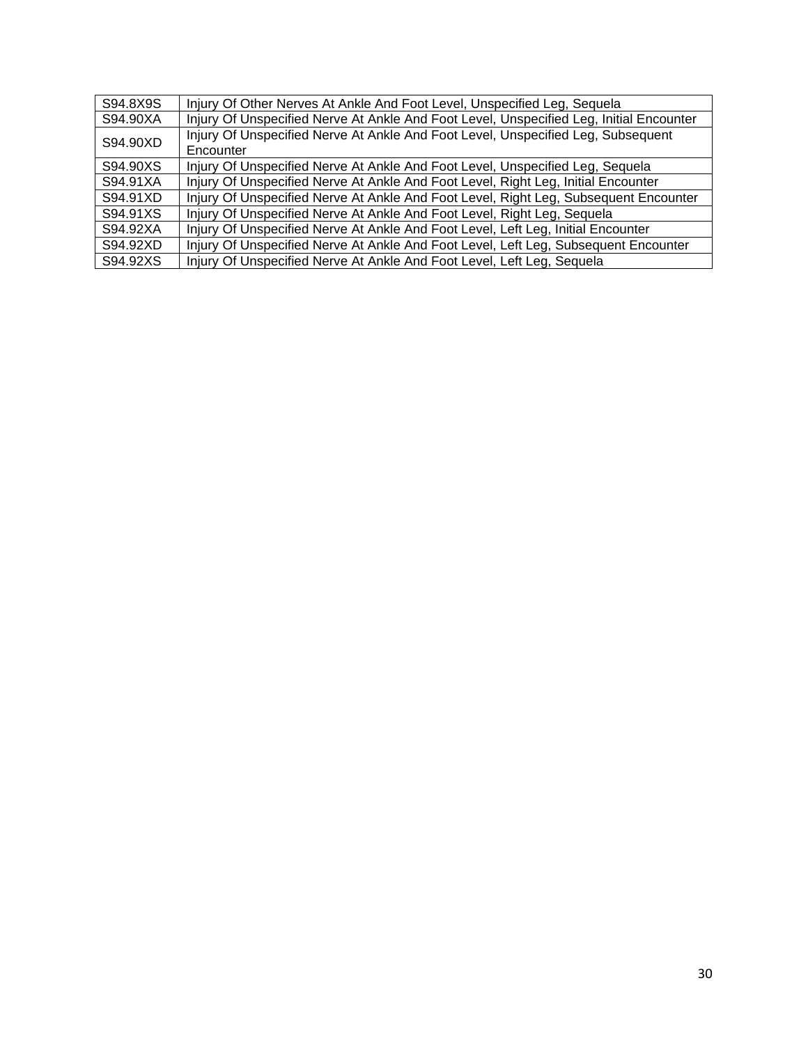| | |
|---|---|
| S94.8X9S | Injury Of Other Nerves At Ankle And Foot Level, Unspecified Leg, Sequela |
| S94.90XA | Injury Of Unspecified Nerve At Ankle And Foot Level, Unspecified Leg, Initial Encounter |
| S94.90XD | Injury Of Unspecified Nerve At Ankle And Foot Level, Unspecified Leg, Subsequent Encounter |
| S94.90XS | Injury Of Unspecified Nerve At Ankle And Foot Level, Unspecified Leg, Sequela |
| S94.91XA | Injury Of Unspecified Nerve At Ankle And Foot Level, Right Leg, Initial Encounter |
| S94.91XD | Injury Of Unspecified Nerve At Ankle And Foot Level, Right Leg, Subsequent Encounter |
| S94.91XS | Injury Of Unspecified Nerve At Ankle And Foot Level, Right Leg, Sequela |
| S94.92XA | Injury Of Unspecified Nerve At Ankle And Foot Level, Left Leg, Initial Encounter |
| S94.92XD | Injury Of Unspecified Nerve At Ankle And Foot Level, Left Leg, Subsequent Encounter |
| S94.92XS | Injury Of Unspecified Nerve At Ankle And Foot Level, Left Leg, Sequela |